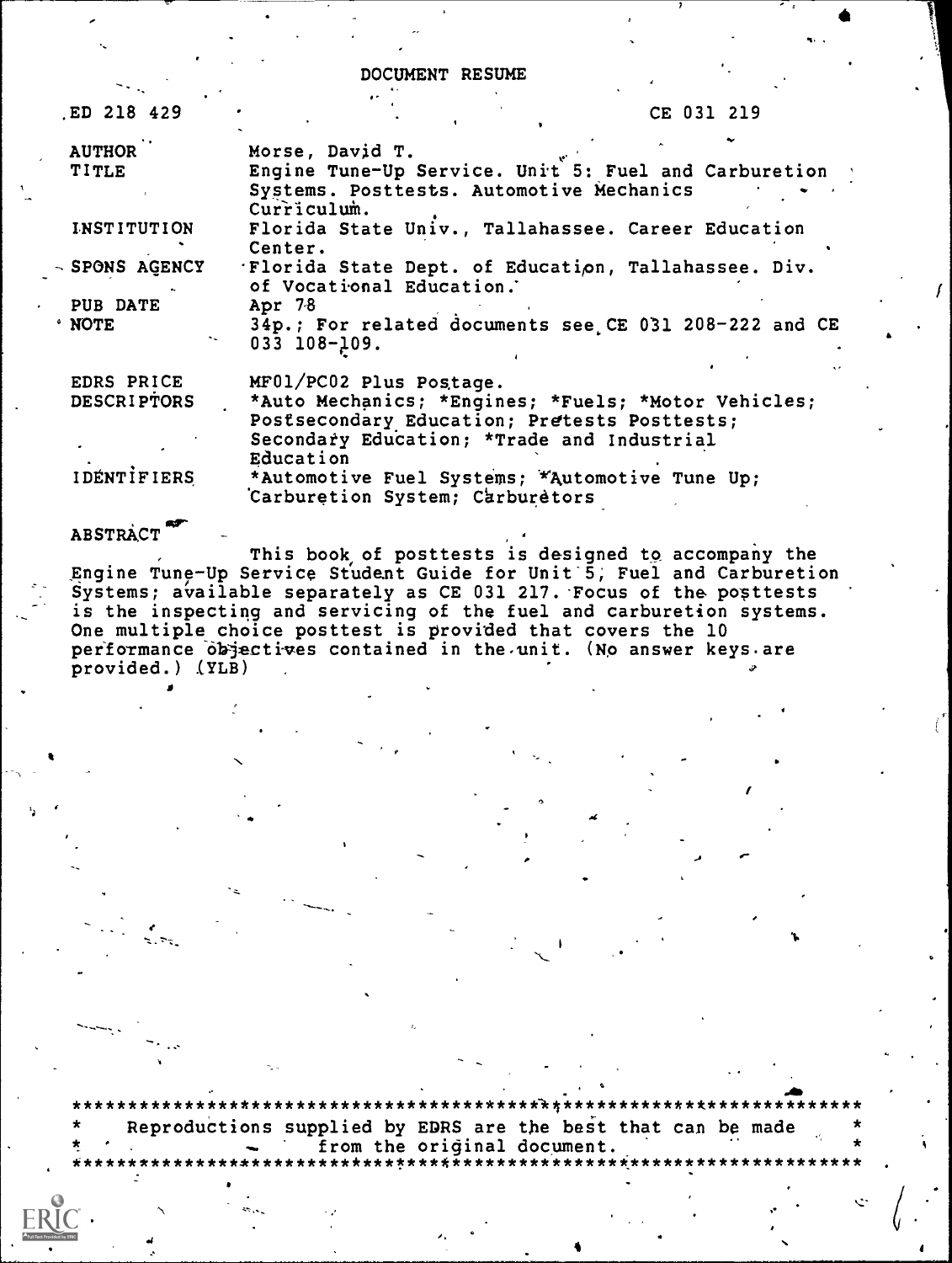DOCUMENT RESUME

| | |
|---|---|
| ED 218 429 | CE 031 219 |
| AUTHOR | Morse, David T. |
| TITLE | Engine Tune-Up Service. Unit 5: Fuel and Carburetion Systems. Posttests. Automotive Mechanics Curriculum. |
| INSTITUTION | Florida State Univ., Tallahassee. Career Education Center. |
| SPONS AGENCY | Florida State Dept. of Education, Tallahassee. Div. of Vocational Education. |
| PUB DATE | Apr 78 |
| NOTE | 34p.; For related documents see CE 031 208-222 and CE 033 108-109. |
| EDRS PRICE | MF01/PC02 Plus Postage. |
| DESCRIPTORS | *Auto Mechanics; *Engines; *Fuels; *Motor Vehicles; Postsecondary Education; Pretests Posttests; Secondary Education; *Trade and Industrial Education |
| IDENTIFIERS | *Automotive Fuel Systems; *Automotive Tune Up; Carburetion System; Carburetors |

ABSTRACT

This book of posttests is designed to accompany the Engine Tune-Up Service Student Guide for Unit 5, Fuel and Carburetion Systems; available separately as CE 031 217. Focus of the posttests is the inspecting and servicing of the fuel and carburetion systems. One multiple choice posttest is provided that covers the 10 performance objectives contained in the unit. (No answer keys are provided.) (YLB)

***********************************************************************
* Reproductions supplied by EDRS are the best that can be made *
* from the original document. *
***********************************************************************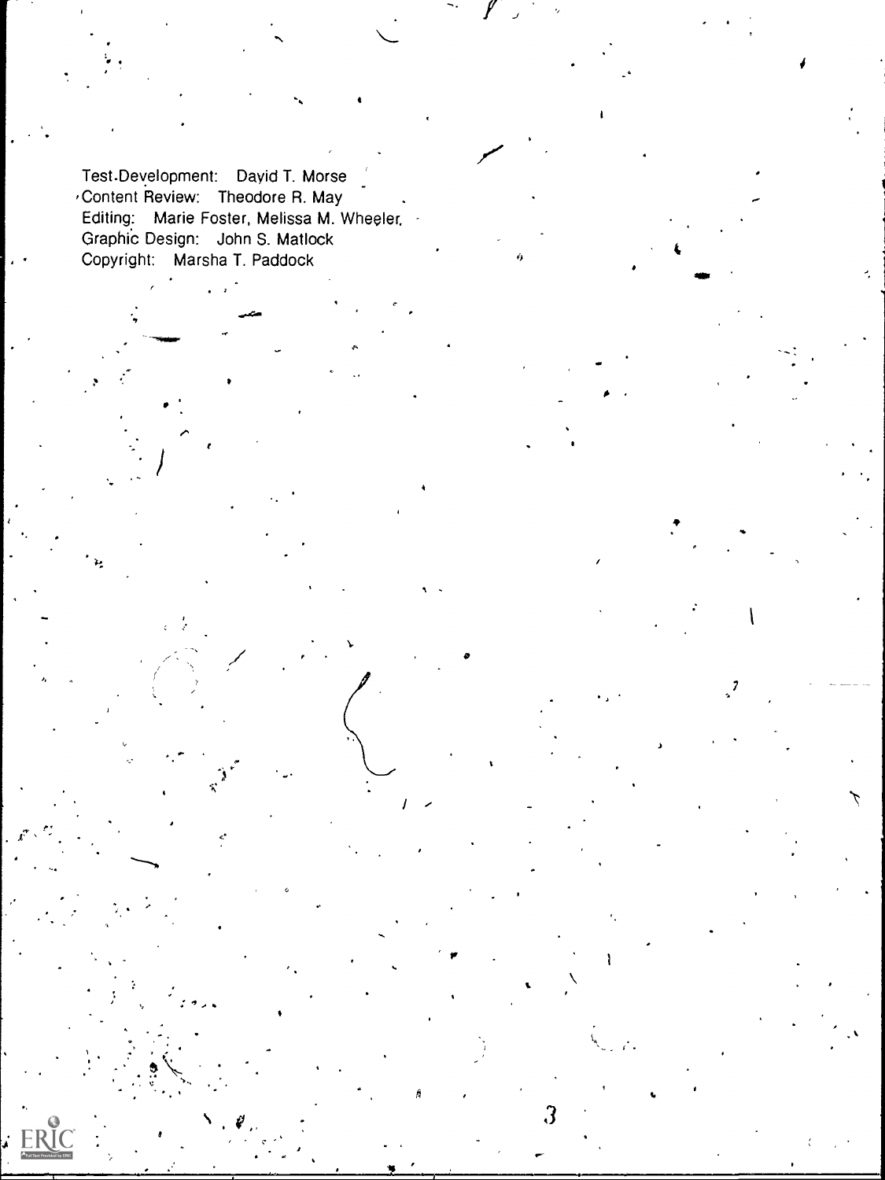Test Development: David T. Morse
Content Review: Theodore R. May
Editing: Marie Foster, Melissa M. Wheeler,
Graphic Design: John S. Matlock
Copyright: Marsha T. Paddock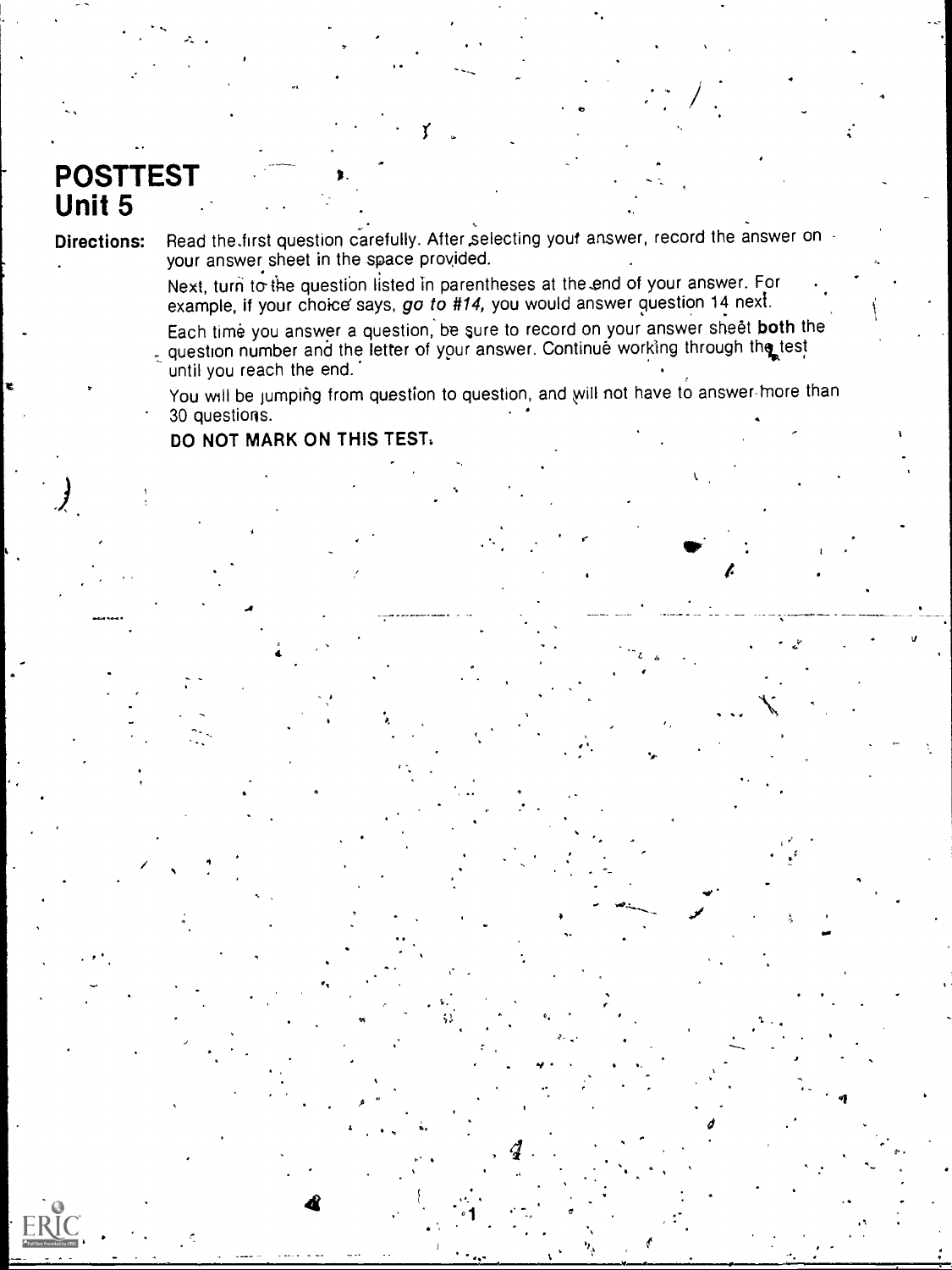# POSTTEST
# Unit 5

**Directions:** Read the first question carefully. After selecting your answer, record the answer on your answer sheet in the space provided.

Next, turn to the question listed in parentheses at the end of your answer. For example, if your choice says, *go to #14,* you would answer question 14 next.

Each time you answer a question, be sure to record on your answer sheet **both** the question number and the letter of your answer. Continue working through the test until you reach the end.

You will be jumping from question to question, and will not have to answer more than 30 questions.

**DO NOT MARK ON THIS TEST.**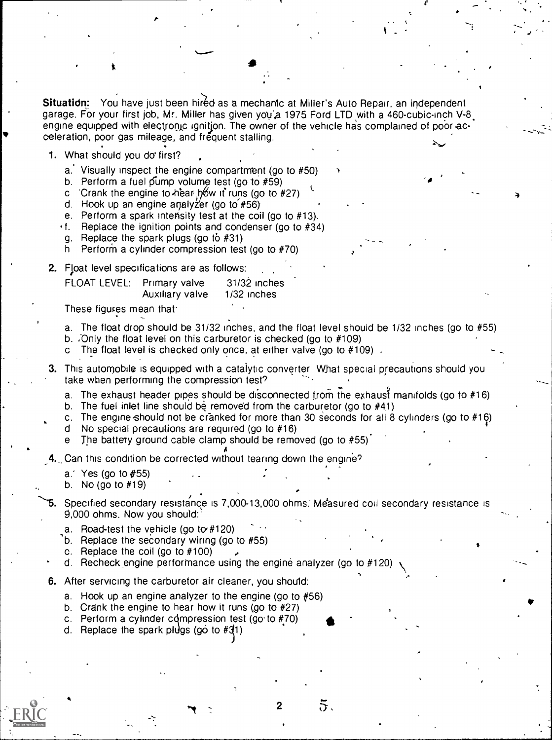**Situation:** You have just been hired as a mechanic at Miller's Auto Repair, an independent garage. For your first job, Mr. Miller has given you a 1975 Ford LTD with a 460-cubic-inch V-8 engine equipped with electronic ignition. The owner of the vehicle has complained of poor acceleration, poor gas mileage, and frequent stalling.

**1.** What should you do first?

   a. Visually inspect the engine compartment (go to #50)
   b. Perform a fuel pump volume test (go to #59)
   c. Crank the engine to hear how it runs (go to #27)
   d. Hook up an engine analyzer (go to #56)
   e. Perform a spark intensity test at the coil (go to #13)
   f. Replace the ignition points and condenser (go to #34)
   g. Replace the spark plugs (go to #31)
   h. Perform a cylinder compression test (go to #70)

**2.** Float level specifications are as follows:

| FLOAT LEVEL: | Primary valve | 31/32 inches |
|---|---|---|
| | Auxiliary valve | 1/32 inches |

   These figures mean that:

   a. The float drop should be 31/32 inches, and the float level should be 1/32 inches (go to #55)
   b. Only the float level on this carburetor is checked (go to #109)
   c. The float level is checked only once, at either valve (go to #109)

**3.** This automobile is equipped with a catalytic converter. What special precautions should you take when performing the compression test?

   a. The exhaust header pipes should be disconnected from the exhaust manifolds (go to #16)
   b. The fuel inlet line should be removed from the carburetor (go to #41)
   c. The engine should not be cranked for more than 30 seconds for all 8 cylinders (go to #16)
   d. No special precautions are required (go to #16)
   e. The battery ground cable clamp should be removed (go to #55)

**4.** Can this condition be corrected without tearing down the engine?

   a. Yes (go to #55)
   b. No (go to #19)

**5.** Specified secondary resistance is 7,000-13,000 ohms. Measured coil secondary resistance is 9,000 ohms. Now you should:

   a. Road-test the vehicle (go to #120)
   b. Replace the secondary wiring (go to #55)
   c. Replace the coil (go to #100)
   d. Recheck engine performance using the engine analyzer (go to #120)

**6.** After servicing the carburetor air cleaner, you should:

   a. Hook up an engine analyzer to the engine (go to #56)
   b. Crank the engine to hear how it runs (go to #27)
   c. Perform a cylinder compression test (go to #70)
   d. Replace the spark plugs (go to #31)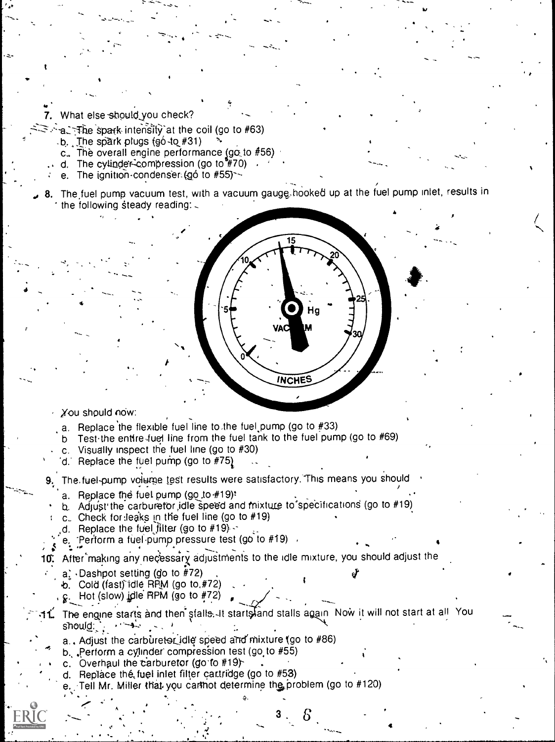7. What else should you check?
   a. The spark intensity at the coil (go to #63)
   b. The spark plugs (go to #31)
   c. The overall engine performance (go to #56)
   d. The cylinder compression (go to #70)
   e. The ignition condenser (go to #55)

8. The fuel pump vacuum test, with a vacuum gauge hooked up at the fuel pump inlet, results in the following steady reading:

   You should now:
   a. Replace the flexible fuel line to the fuel pump (go to #33)
   b. Test the entire fuel line from the fuel tank to the fuel pump (go to #69)
   c. Visually inspect the fuel line (go to #30)
   d. Replace the fuel pump (go to #75)

9. The fuel-pump volume test results were satisfactory. This means you should
   a. Replace the fuel pump (go to #19)
   b. Adjust the carburetor idle speed and mixture to specifications (go to #19)
   c. Check for leaks in the fuel line (go to #19)
   d. Replace the fuel filter (go to #19)
   e. Perform a fuel-pump pressure test (go to #19)

10. After making any necessary adjustments to the idle mixture, you should adjust the
    a. Dashpot setting (go to #72)
    b. Cold (fast) idle RPM (go to #72)
    c. Hot (slow) idle RPM (go to #72)

11. The engine starts and then stalls. It starts and stalls again. Now it will not start at all. You should:
    a. Adjust the carburetor idle speed and mixture (go to #86)
    b. Perform a cylinder compression test (go to #55)
    c. Overhaul the carburetor (go to #19)
    d. Replace the fuel inlet filter cartridge (go to #53)
    e. Tell Mr. Miller that you cannot determine the problem (go to #120)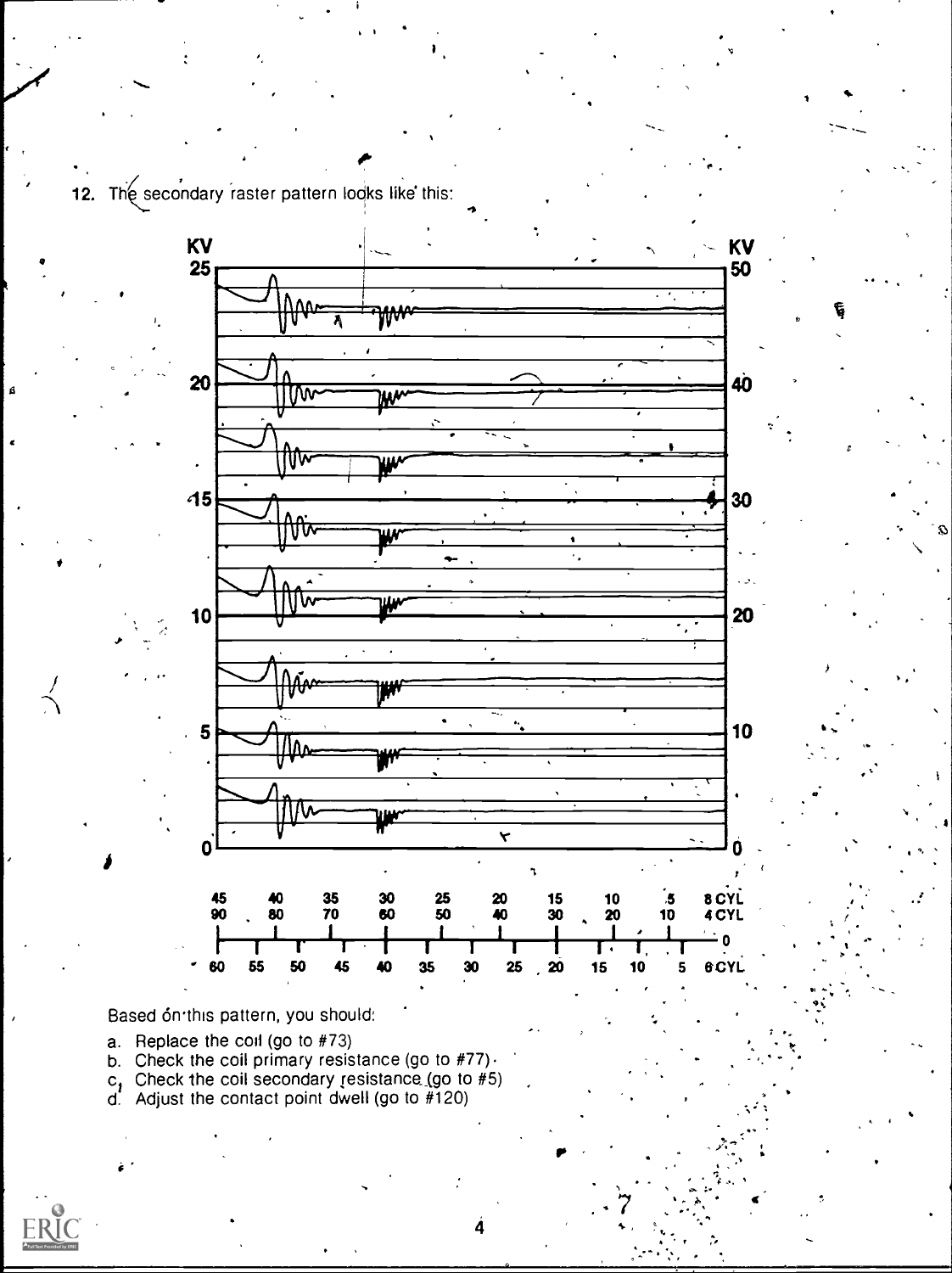12. The secondary raster pattern looks like this:

Based on this pattern, you should:

a. Replace the coil (go to #73)
b. Check the coil primary resistance (go to #77)
c. Check the coil secondary resistance (go to #5)
d. Adjust the contact point dwell (go to #120)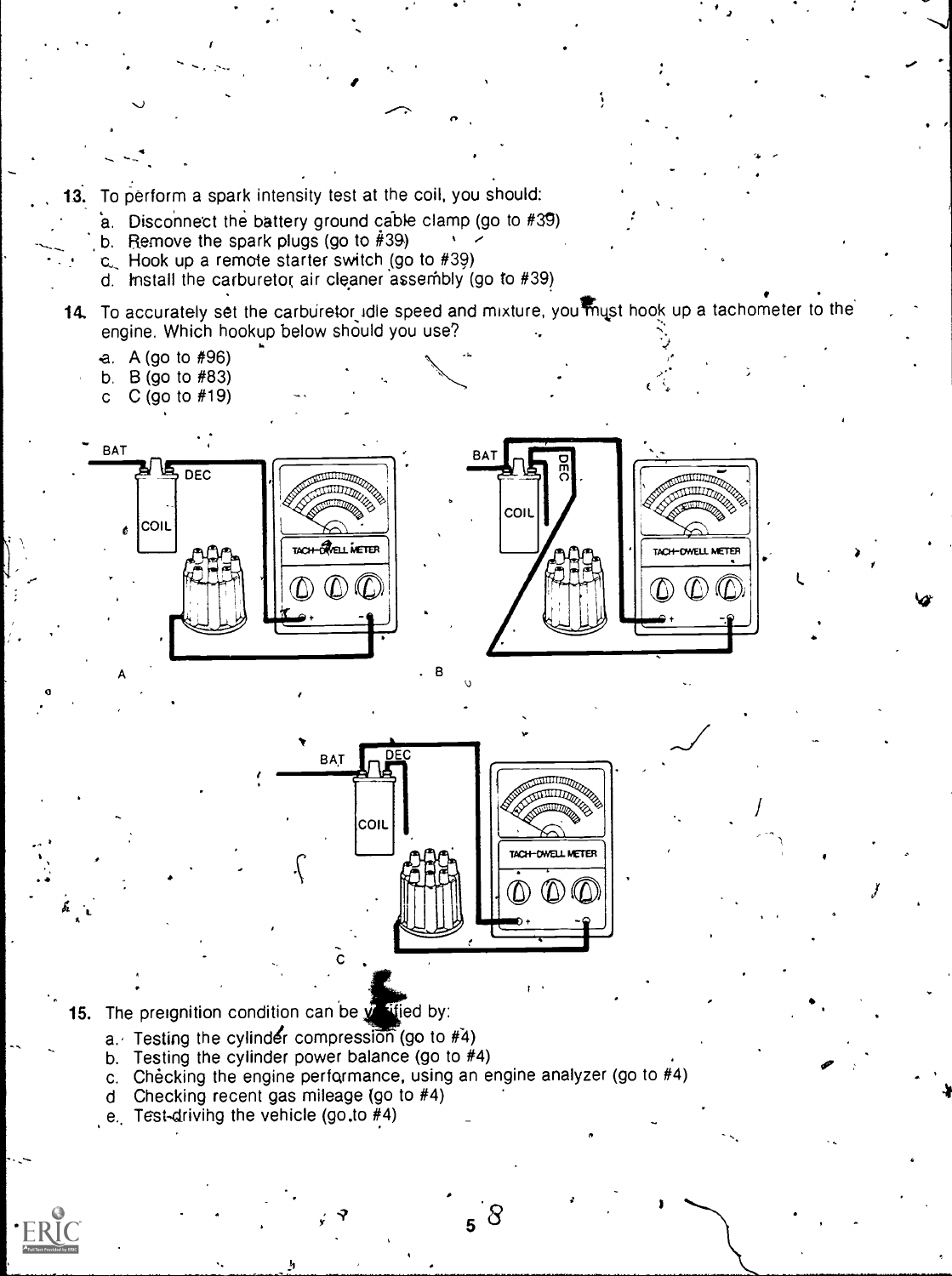13. To perform a spark intensity test at the coil, you should:
    a. Disconnect the battery ground cable clamp (go to #39)
    b. Remove the spark plugs (go to #39)
    c. Hook up a remote starter switch (go to #39)
    d. Install the carburetor air cleaner assembly (go to #39)

14. To accurately set the carburetor idle speed and mixture, you must hook up a tachometer to the engine. Which hookup below should you use?
    a. A (go to #96)
    b. B (go to #83)
    c. C (go to #19)

15. The preignition condition can be verified by:
    a. Testing the cylinder compression (go to #4)
    b. Testing the cylinder power balance (go to #4)
    c. Checking the engine performance, using an engine analyzer (go to #4)
    d. Checking recent gas mileage (go to #4)
    e. Test-driving the vehicle (go to #4)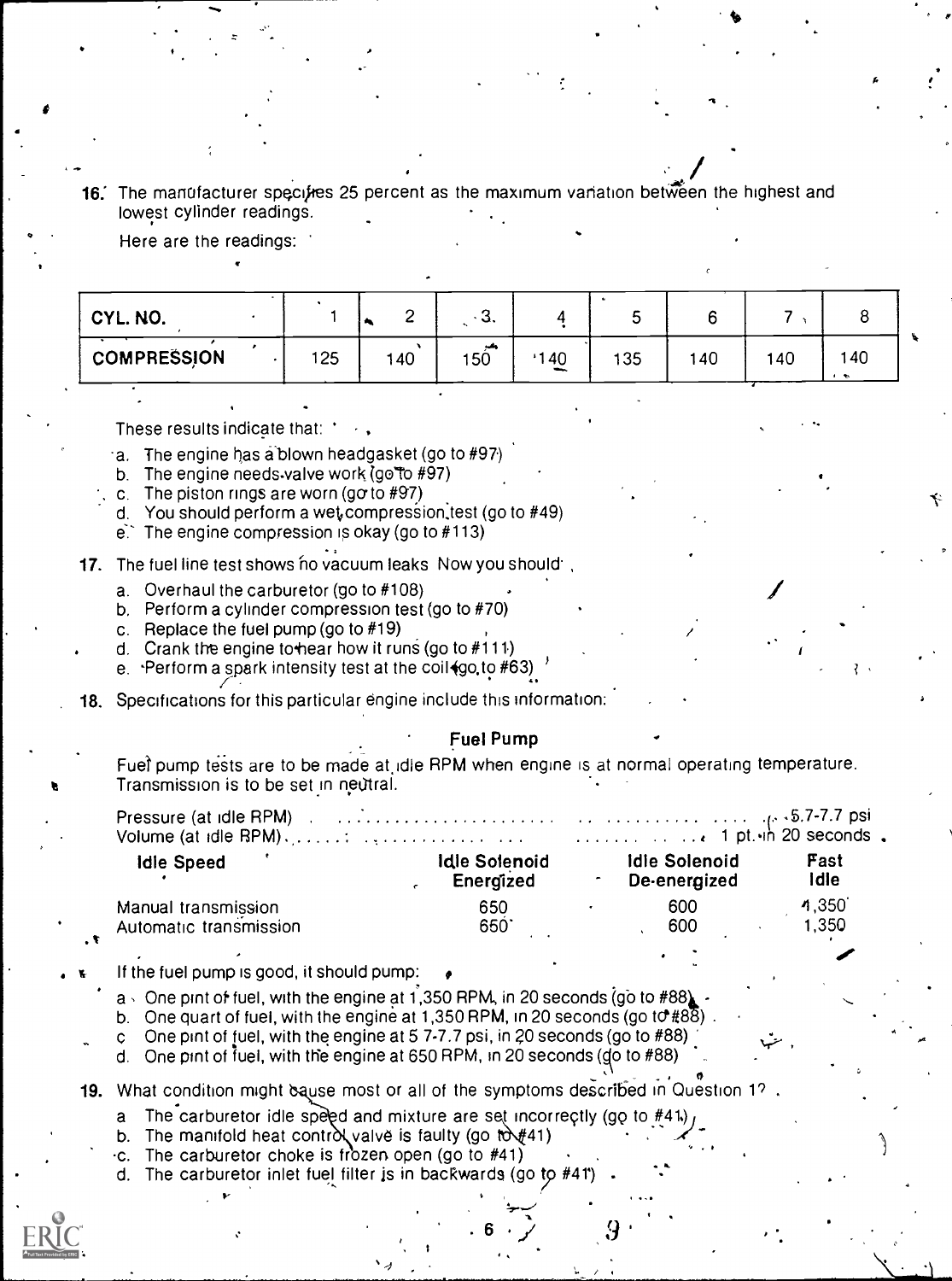16. The manufacturer specifies 25 percent as the maximum variation between the highest and lowest cylinder readings.

Here are the readings:

| CYL. NO. | 1 | 2 | 3 | 4 | 5 | 6 | 7 | 8 |
|---|---|---|---|---|---|---|---|---|
| COMPRESSION | 125 | 140 | 150 | 140 | 135 | 140 | 140 | 140 |

These results indicate that:

a. The engine has a blown headgasket (go to #97)
b. The engine needs valve work (go to #97)
c. The piston rings are worn (go to #97)
d. You should perform a wet compression test (go to #49)
e. The engine compression is okay (go to #113)

17. The fuel line test shows no vacuum leaks. Now you should:

a. Overhaul the carburetor (go to #108)
b. Perform a cylinder compression test (go to #70)
c. Replace the fuel pump (go to #19)
d. Crank the engine to hear how it runs (go to #111)
e. Perform a spark intensity test at the coil (go to #63)

18. Specifications for this particular engine include this information:

**Fuel Pump**

Fuel pump tests are to be made at idle RPM when engine is at normal operating temperature. Transmission is to be set in neutral.

Pressure (at idle RPM) .......................... 5.7-7.7 psi
Volume (at idle RPM) .......................... 1 pt. in 20 seconds

| Idle Speed | Idle Solenoid Energized | Idle Solenoid De-energized | Fast Idle |
|---|---|---|---|
| Manual transmission | 650 | 600 | 1,350 |
| Automatic transmission | 650 | 600 | 1,350 |

If the fuel pump is good, it should pump:

a. One pint of fuel, with the engine at 1,350 RPM, in 20 seconds (go to #88)
b. One quart of fuel, with the engine at 1,350 RPM, in 20 seconds (go to #88)
c. One pint of fuel, with the engine at 5.7-7.7 psi, in 20 seconds (go to #88)
d. One pint of fuel, with the engine at 650 RPM, in 20 seconds (go to #88)

19. What condition might cause most or all of the symptoms described in Question 1?

a. The carburetor idle speed and mixture are set incorrectly (go to #41)
b. The manifold heat control valve is faulty (go to #41)
c. The carburetor choke is frozen open (go to #41)
d. The carburetor inlet fuel filter is in backwards (go to #41)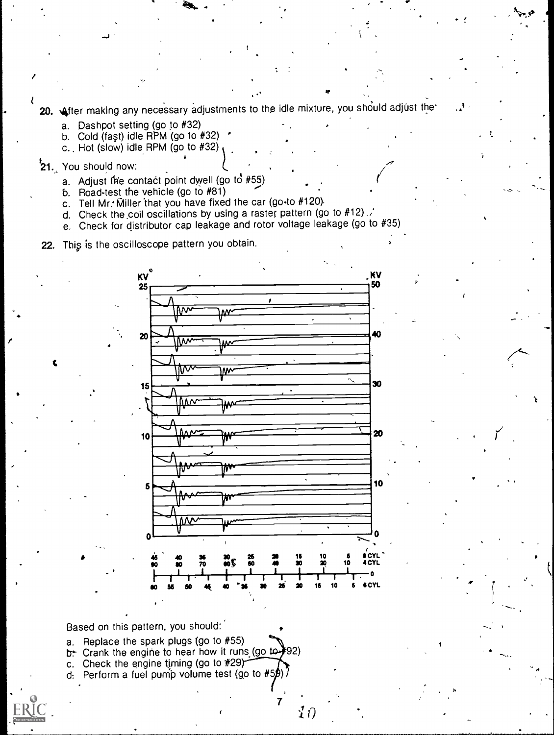20. After making any necessary adjustments to the idle mixture, you should adjust the

   a. Dashpot setting (go to #32)
   b. Cold (fast) idle RPM (go to #32)
   c. Hot (slow) idle RPM (go to #32)

21. You should now:

   a. Adjust the contact point dwell (go to #55)
   b. Road-test the vehicle (go to #81)
   c. Tell Mr. Miller that you have fixed the car (go to #120)
   d. Check the coil oscillations by using a raster pattern (go to #12)
   e. Check for distributor cap leakage and rotor voltage leakage (go to #35)

22. This is the oscilloscope pattern you obtain.

Based on this pattern, you should:

   a. Replace the spark plugs (go to #55)
   b. Crank the engine to hear how it runs (go to #92)
   c. Check the engine timing (go to #29)
   d. Perform a fuel pump volume test (go to #59)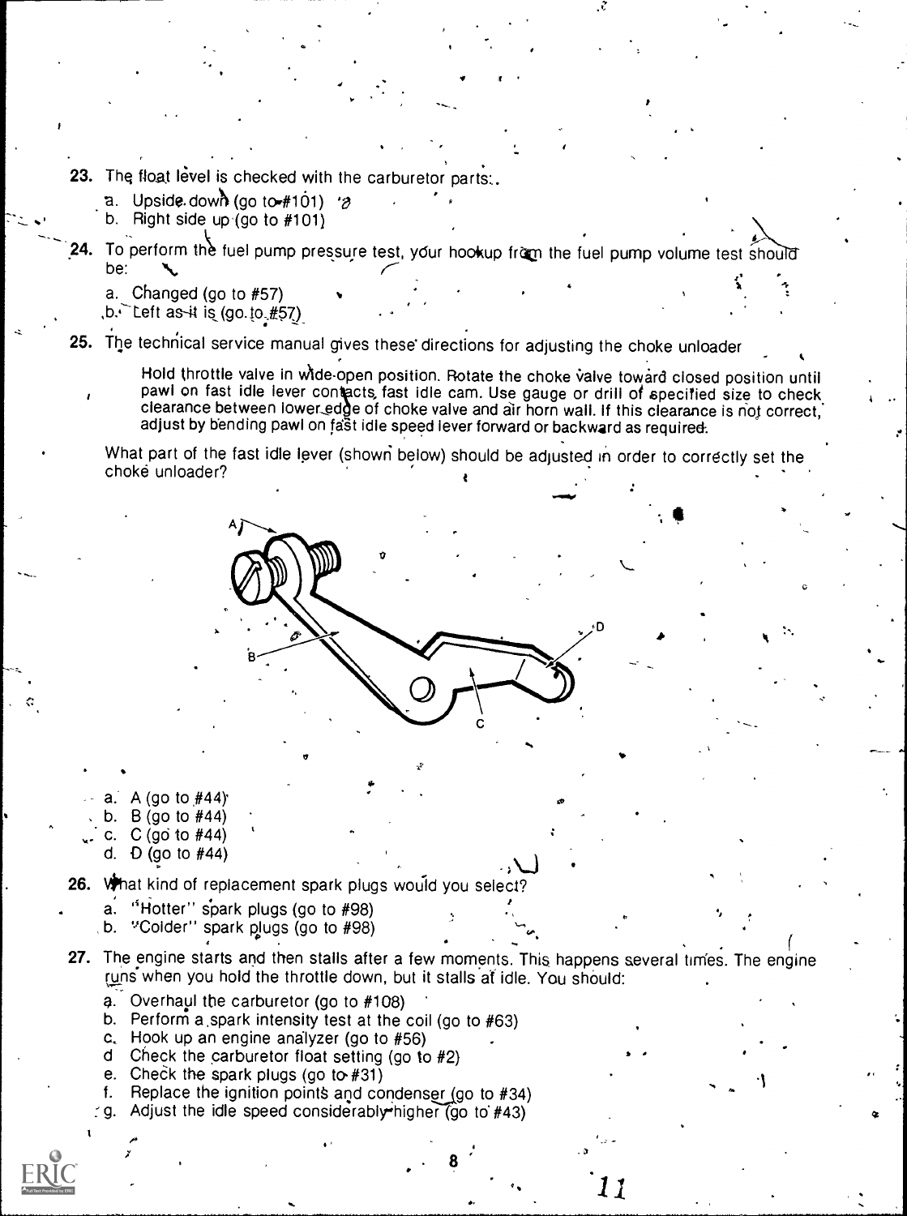23. The float level is checked with the carburetor parts:

    a. Upside down (go to #101)
    b. Right side up (go to #101)

24. To perform the fuel pump pressure test, your hookup from the fuel pump volume test should be:

    a. Changed (go to #57)
    b. Left as it is (go to #57)

25. The technical service manual gives these directions for adjusting the choke unloader

    > Hold throttle valve in wide-open position. Rotate the choke valve toward closed position until pawl on fast idle lever contacts fast idle cam. Use gauge or drill of specified size to check clearance between lower edge of choke valve and air horn wall. If this clearance is not correct, adjust by bending pawl on fast idle speed lever forward or backward as required.

    What part of the fast idle lever (shown below) should be adjusted in order to correctly set the choke unloader?

    a. A (go to #44)
    b. B (go to #44)
    c. C (go to #44)
    d. D (go to #44)

26. What kind of replacement spark plugs would you select?

    a. "Hotter" spark plugs (go to #98)
    b. "Colder" spark plugs (go to #98)

27. The engine starts and then stalls after a few moments. This happens several times. The engine runs when you hold the throttle down, but it stalls at idle. You should:

    a. Overhaul the carburetor (go to #108)
    b. Perform a spark intensity test at the coil (go to #63)
    c. Hook up an engine analyzer (go to #56)
    d. Check the carburetor float setting (go to #2)
    e. Check the spark plugs (go to #31)
    f. Replace the ignition points and condenser (go to #34)
    g. Adjust the idle speed considerably higher (go to #43)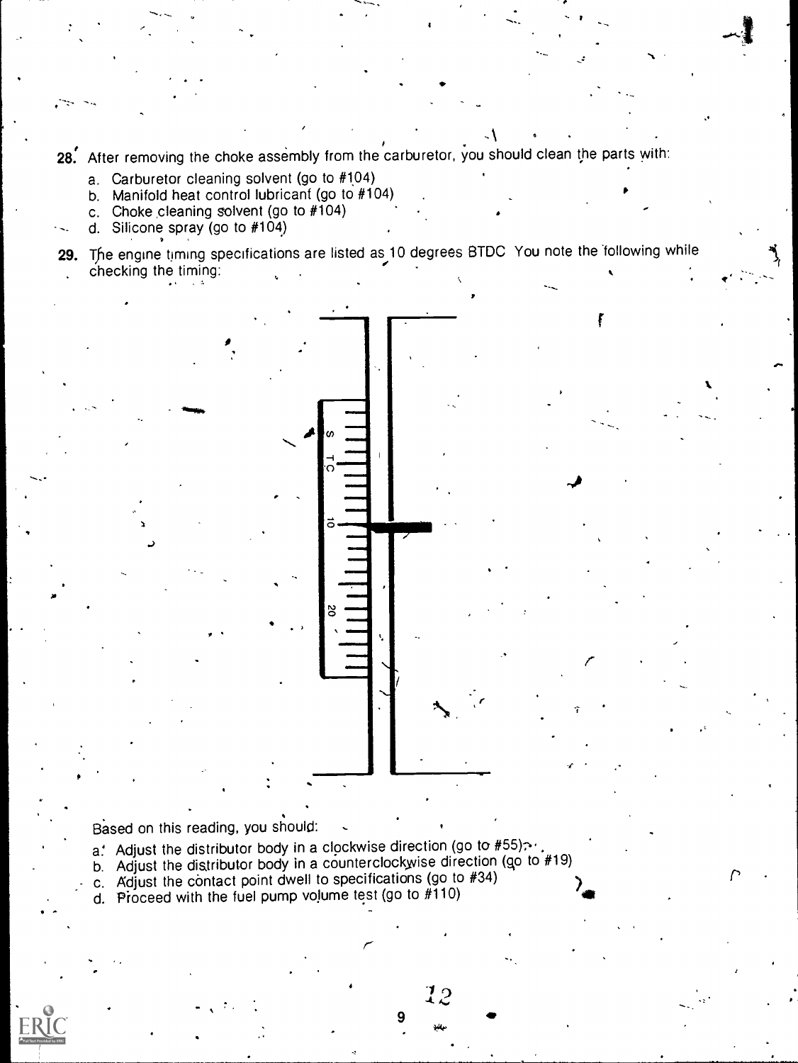28. After removing the choke assembly from the carburetor, you should clean the parts with:

a. Carburetor cleaning solvent (go to #104)
b. Manifold heat control lubricant (go to #104)
c. Choke cleaning solvent (go to #104)
d. Silicone spray (go to #104)

29. The engine timing specifications are listed as 10 degrees BTDC. You note the following while checking the timing:

Based on this reading, you should:

a. Adjust the distributor body in a clockwise direction (go to #55)
b. Adjust the distributor body in a counterclockwise direction (go to #19)
c. Adjust the contact point dwell to specifications (go to #34)
d. Proceed with the fuel pump volume test (go to #110)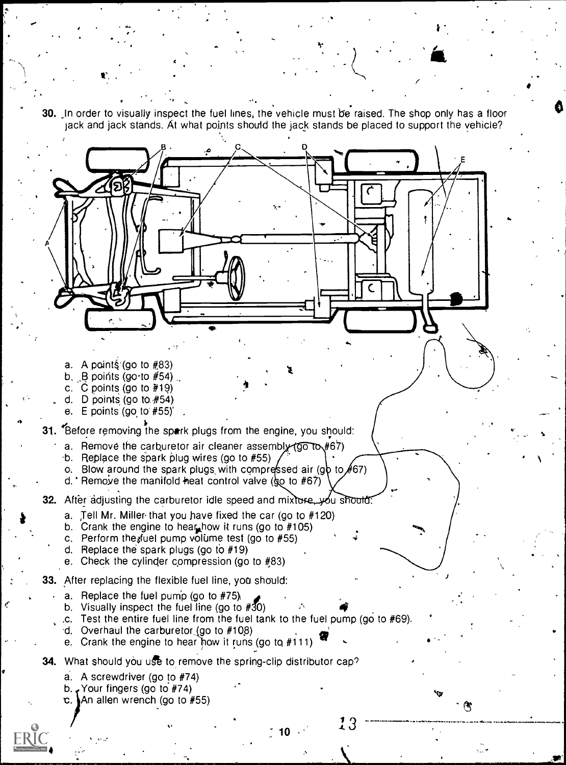30. In order to visually inspect the fuel lines, the vehicle must be raised. The shop only has a floor jack and jack stands. At what points should the jack stands be placed to support the vehicle?

   a. A points (go to #83)
   b. B points (go to #54)
   c. C points (go to #19)
   d. D points (go to #54)
   e. E points (go to #55)

31. Before removing the spark plugs from the engine, you should:

   a. Remove the carburetor air cleaner assembly (go to #67)
   b. Replace the spark plug wires (go to #55)
   c. Blow around the spark plugs with compressed air (go to #67)
   d. Remove the manifold heat control valve (go to #67)

32. After adjusting the carburetor idle speed and mixture, you should:

   a. Tell Mr. Miller that you have fixed the car (go to #120)
   b. Crank the engine to hear how it runs (go to #105)
   c. Perform the fuel pump volume test (go to #55)
   d. Replace the spark plugs (go to #19)
   e. Check the cylinder compression (go to #83)

33. After replacing the flexible fuel line, you should:

   a. Replace the fuel pump (go to #75)
   b. Visually inspect the fuel line (go to #30)
   c. Test the entire fuel line from the fuel tank to the fuel pump (go to #69)
   d. Overhaul the carburetor (go to #108)
   e. Crank the engine to hear how it runs (go to #111)

34. What should you use to remove the spring-clip distributor cap?

   a. A screwdriver (go to #74)
   b. Your fingers (go to #74)
   c. An allen wrench (go to #55)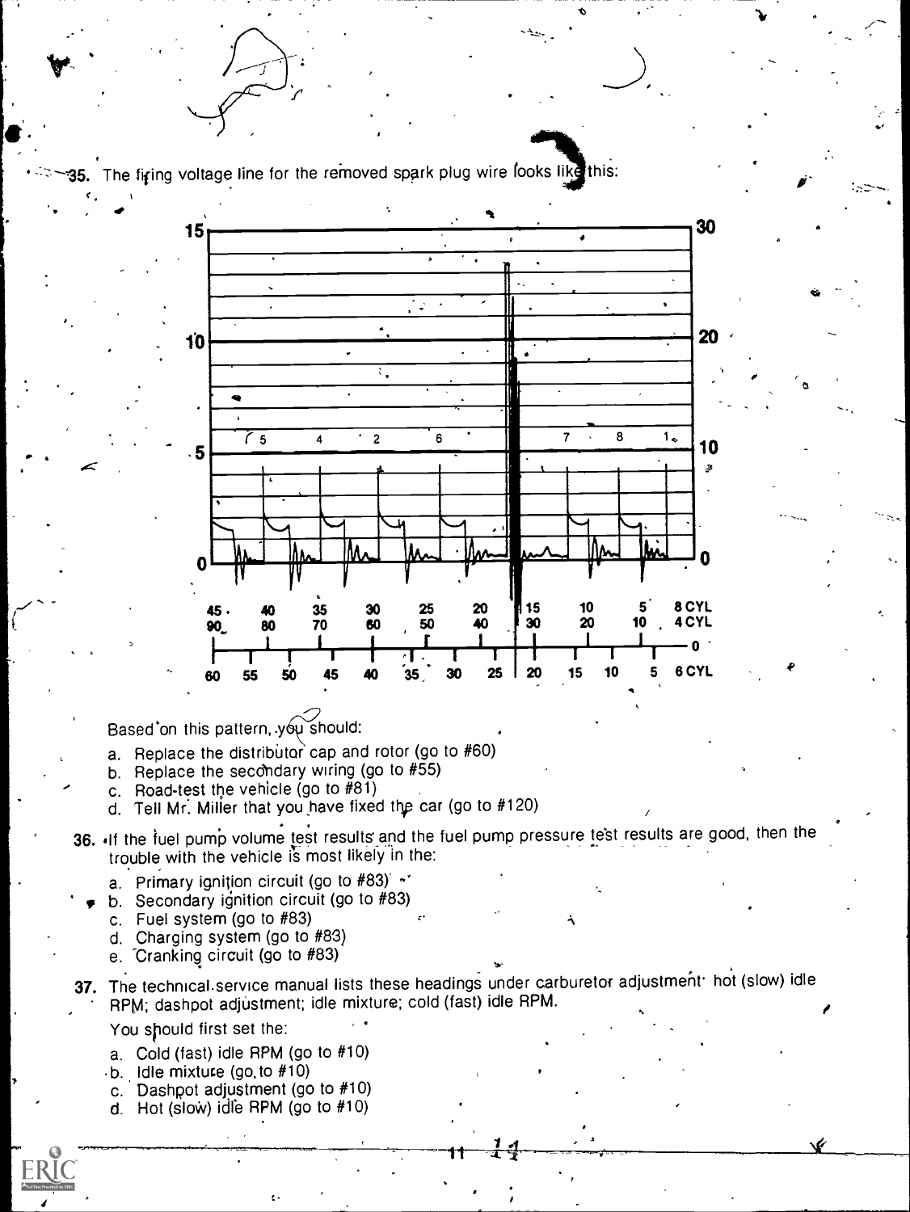35. The firing voltage line for the removed spark plug wire looks like this:

Based on this pattern, you should:

a. Replace the distributor cap and rotor (go to #60)
b. Replace the secondary wiring (go to #55)
c. Road-test the vehicle (go to #81)
d. Tell Mr. Miller that you have fixed the car (go to #120)

36. If the fuel pump volume test results and the fuel pump pressure test results are good, then the trouble with the vehicle is most likely in the:

a. Primary ignition circuit (go to #83)
b. Secondary ignition circuit (go to #83)
c. Fuel system (go to #83)
d. Charging system (go to #83)
e. Cranking circuit (go to #83)

37. The technical service manual lists these headings under carburetor adjustment: hot (slow) idle RPM; dashpot adjustment; idle mixture; cold (fast) idle RPM.

You should first set the:

a. Cold (fast) idle RPM (go to #10)
b. Idle mixture (go to #10)
c. Dashpot adjustment (go to #10)
d. Hot (slow) idle RPM (go to #10)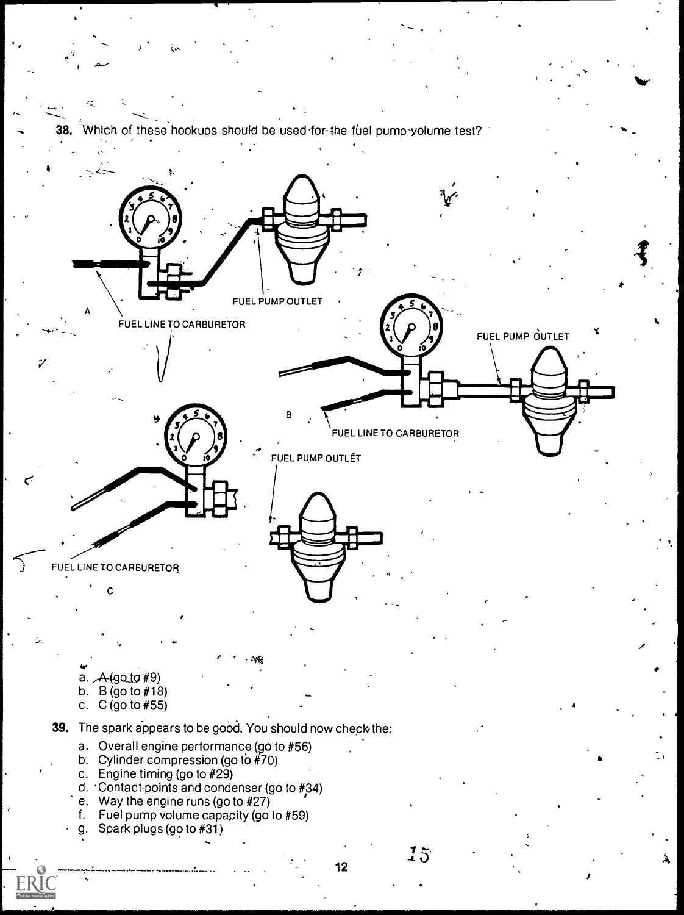38. Which of these hookups should be used for the fuel pump volume test?

A
FUEL PUMP OUTLET
FUEL LINE TO CARBURETOR

B
FUEL PUMP OUTLET
FUEL LINE TO CARBURETOR

C
FUEL PUMP OUTLET
FUEL LINE TO CARBURETOR

a. A (go to #9)
b. B (go to #18)
c. C (go to #55)

39. The spark appears to be good. You should now check the:

a. Overall engine performance (go to #56)
b. Cylinder compression (go to #70)
c. Engine timing (go to #29)
d. Contact points and condenser (go to #34)
e. Way the engine runs (go to #27)
f. Fuel pump volume capacity (go to #59)
g. Spark plugs (go to #31)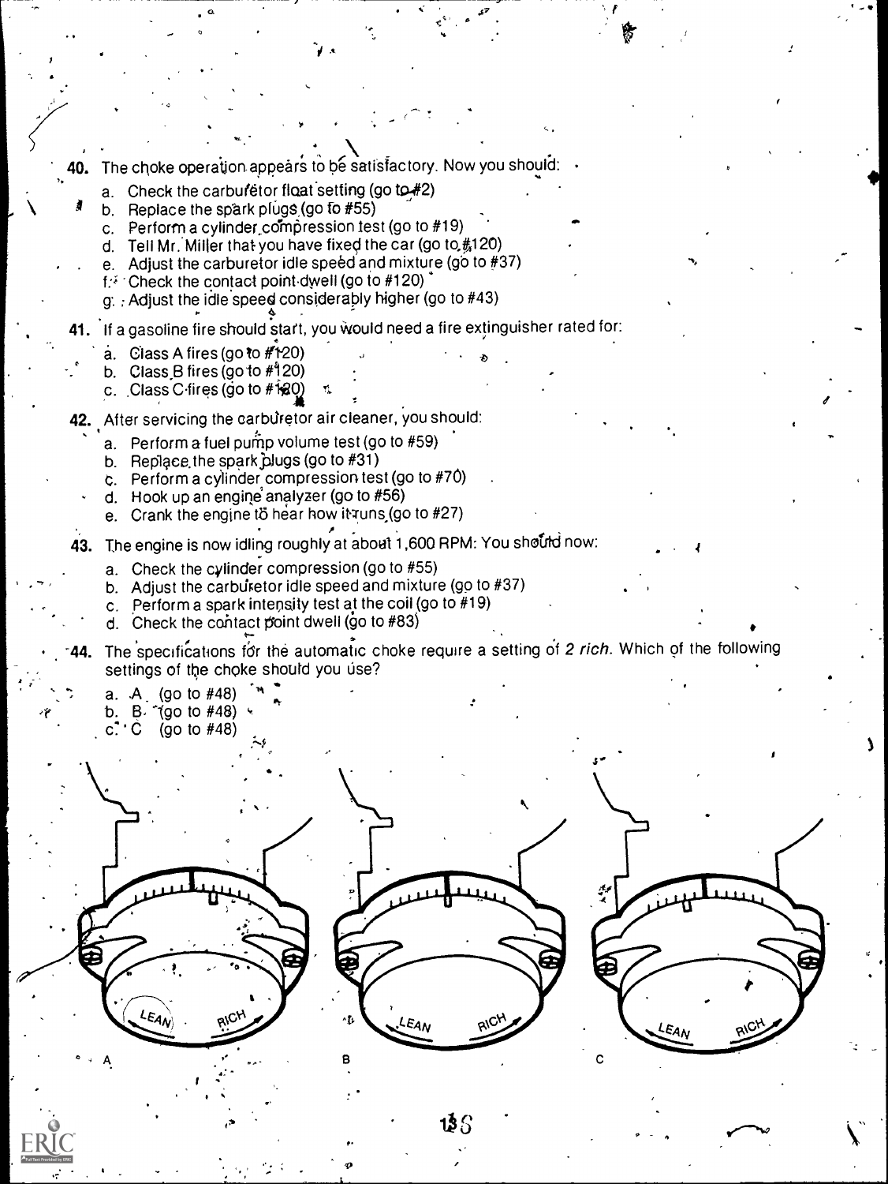40. The choke operation appears to be satisfactory. Now you should:
   a. Check the carburetor float setting (go to #2)
   b. Replace the spark plugs (go to #55)
   c. Perform a cylinder compression test (go to #19)
   d. Tell Mr. Miller that you have fixed the car (go to #120)
   e. Adjust the carburetor idle speed and mixture (go to #37)
   f. Check the contact point dwell (go to #120)
   g. Adjust the idle speed considerably higher (go to #43)

41. If a gasoline fire should start, you would need a fire extinguisher rated for:
   a. Class A fires (go to #120)
   b. Class B fires (go to #120)
   c. Class C fires (go to #120)

42. After servicing the carburetor air cleaner, you should:
   a. Perform a fuel pump volume test (go to #59)
   b. Replace the spark plugs (go to #31)
   c. Perform a cylinder compression test (go to #70)
   d. Hook up an engine analyzer (go to #56)
   e. Crank the engine to hear how it runs (go to #27)

43. The engine is now idling roughly at about 1,600 RPM: You should now:
   a. Check the cylinder compression (go to #55)
   b. Adjust the carburetor idle speed and mixture (go to #37)
   c. Perform a spark intensity test at the coil (go to #19)
   d. Check the contact point dwell (go to #83)

44. The specifications for the automatic choke require a setting of *2 rich*. Which of the following settings of the choke should you use?
   a. A (go to #48)
   b. B (go to #48)
   c. C (go to #48)

LEAN RICH
A

LEAN RICH
B

LEAN RICH
C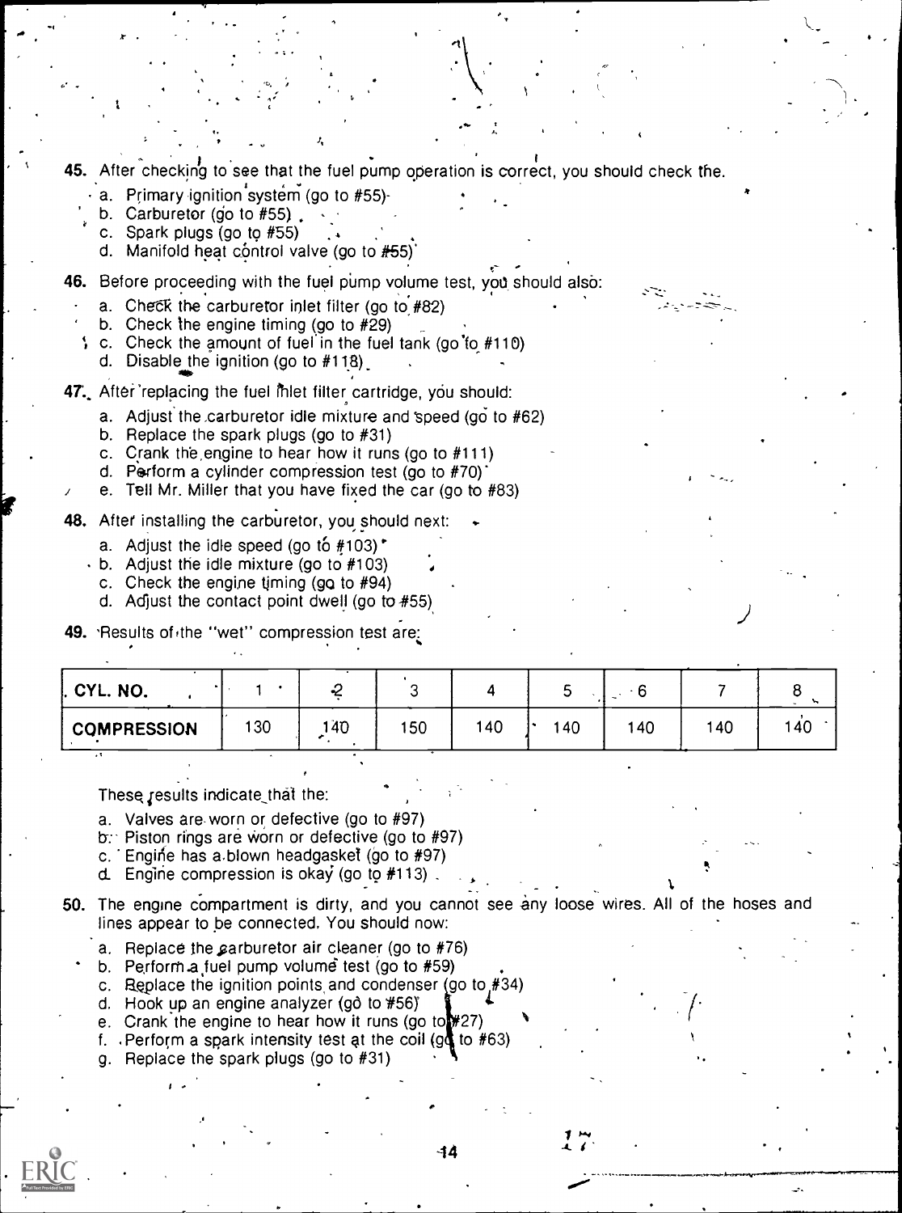45. After checking to see that the fuel pump operation is correct, you should check the.

   a. Primary ignition system (go to #55)
   b. Carburetor (go to #55)
   c. Spark plugs (go to #55)
   d. Manifold heat control valve (go to #55)

46. Before proceeding with the fuel pump volume test, you should also:

   a. Check the carburetor inlet filter (go to #82)
   b. Check the engine timing (go to #29)
   c. Check the amount of fuel in the fuel tank (go to #110)
   d. Disable the ignition (go to #118)

47. After replacing the fuel inlet filter cartridge, you should:

   a. Adjust the carburetor idle mixture and speed (go to #62)
   b. Replace the spark plugs (go to #31)
   c. Crank the engine to hear how it runs (go to #111)
   d. Perform a cylinder compression test (go to #70)
   e. Tell Mr. Miller that you have fixed the car (go to #83)

48. After installing the carburetor, you should next:

   a. Adjust the idle speed (go to #103)
   b. Adjust the idle mixture (go to #103)
   c. Check the engine timing (go to #94)
   d. Adjust the contact point dwell (go to #55)

49. Results of the "wet" compression test are:

| CYL. NO. | 1 | 2 | 3 | 4 | 5 | 6 | 7 | 8 |
|---|---|---|---|---|---|---|---|---|
| COMPRESSION | 130 | 140 | 150 | 140 | 140 | 140 | 140 | 140 |

These results indicate that the:

   a. Valves are worn or defective (go to #97)
   b. Piston rings are worn or defective (go to #97)
   c. Engine has a blown headgasket (go to #97)
   d. Engine compression is okay (go to #113)

50. The engine compartment is dirty, and you cannot see any loose wires. All of the hoses and lines appear to be connected. You should now:

   a. Replace the carburetor air cleaner (go to #76)
   b. Perform a fuel pump volume test (go to #59)
   c. Replace the ignition points and condenser (go to #34)
   d. Hook up an engine analyzer (go to #56)
   e. Crank the engine to hear how it runs (go to #27)
   f. Perform a spark intensity test at the coil (go to #63)
   g. Replace the spark plugs (go to #31)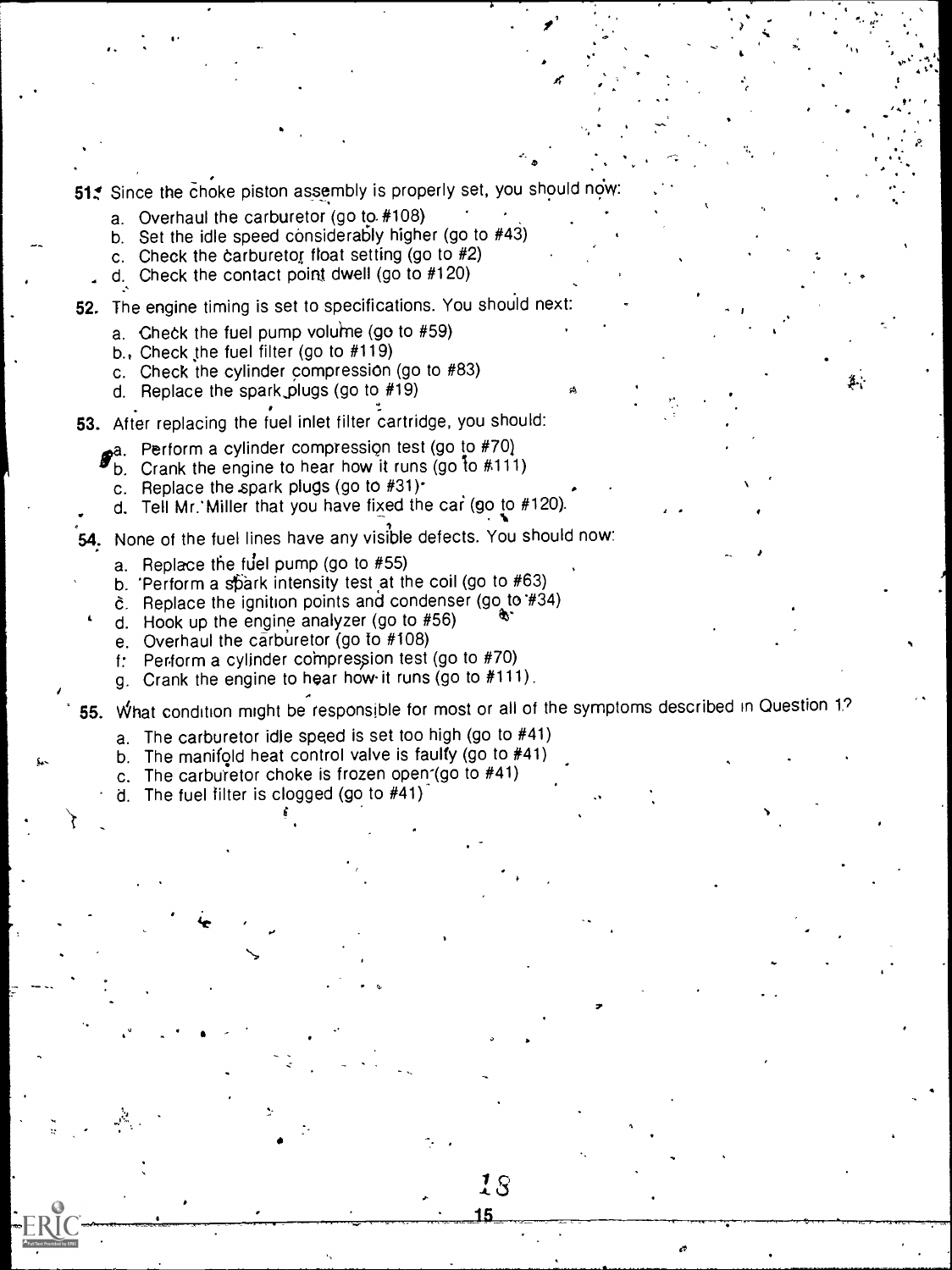51. Since the choke piston assembly is properly set, you should now:

   a. Overhaul the carburetor (go to #108)
   b. Set the idle speed considerably higher (go to #43)
   c. Check the carburetor float setting (go to #2)
   d. Check the contact point dwell (go to #120)

52. The engine timing is set to specifications. You should next:

   a. Check the fuel pump volume (go to #59)
   b. Check the fuel filter (go to #119)
   c. Check the cylinder compression (go to #83)
   d. Replace the spark plugs (go to #19)

53. After replacing the fuel inlet filter cartridge, you should:

   a. Perform a cylinder compression test (go to #70)
   b. Crank the engine to hear how it runs (go to #111)
   c. Replace the spark plugs (go to #31)
   d. Tell Mr. Miller that you have fixed the car (go to #120).

54. None of the fuel lines have any visible defects. You should now:

   a. Replace the fuel pump (go to #55)
   b. Perform a spark intensity test at the coil (go to #63)
   c. Replace the ignition points and condenser (go to #34)
   d. Hook up the engine analyzer (go to #56)
   e. Overhaul the carburetor (go to #108)
   f. Perform a cylinder compression test (go to #70)
   g. Crank the engine to hear how it runs (go to #111).

55. What condition might be responsible for most or all of the symptoms described in Question 1?

   a. The carburetor idle speed is set too high (go to #41)
   b. The manifold heat control valve is faulty (go to #41)
   c. The carburetor choke is frozen open (go to #41)
   d. The fuel filter is clogged (go to #41)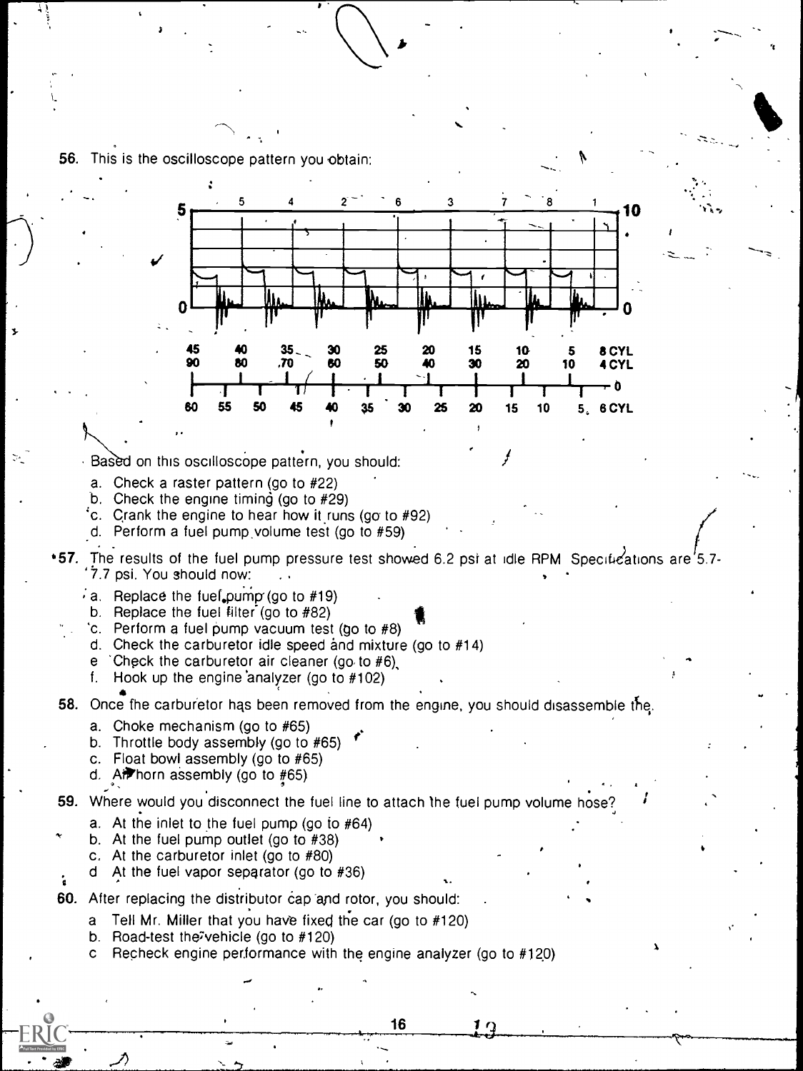56. This is the oscilloscope pattern you obtain:

Based on this oscilloscope pattern, you should:

a. Check a raster pattern (go to #22)
b. Check the engine timing (go to #29)
c. Crank the engine to hear how it runs (go to #92)
d. Perform a fuel pump volume test (go to #59)

*57. The results of the fuel pump pressure test showed 6.2 psi at idle RPM. Specifications are 5.7-7.7 psi. You should now:

a. Replace the fuel pump (go to #19)
b. Replace the fuel filter (go to #82)
c. Perform a fuel pump vacuum test (go to #8)
d. Check the carburetor idle speed and mixture (go to #14)
e. Check the carburetor air cleaner (go to #6)
f. Hook up the engine analyzer (go to #102)

58. Once the carburetor has been removed from the engine, you should disassemble the:

a. Choke mechanism (go to #65)
b. Throttle body assembly (go to #65)
c. Float bowl assembly (go to #65)
d. Airhorn assembly (go to #65)

59. Where would you disconnect the fuel line to attach the fuel pump volume hose?

a. At the inlet to the fuel pump (go to #64)
b. At the fuel pump outlet (go to #38)
c. At the carburetor inlet (go to #80)
d. At the fuel vapor separator (go to #36)

60. After replacing the distributor cap and rotor, you should:

a. Tell Mr. Miller that you have fixed the car (go to #120)
b. Road-test the vehicle (go to #120)
c. Recheck engine performance with the engine analyzer (go to #120)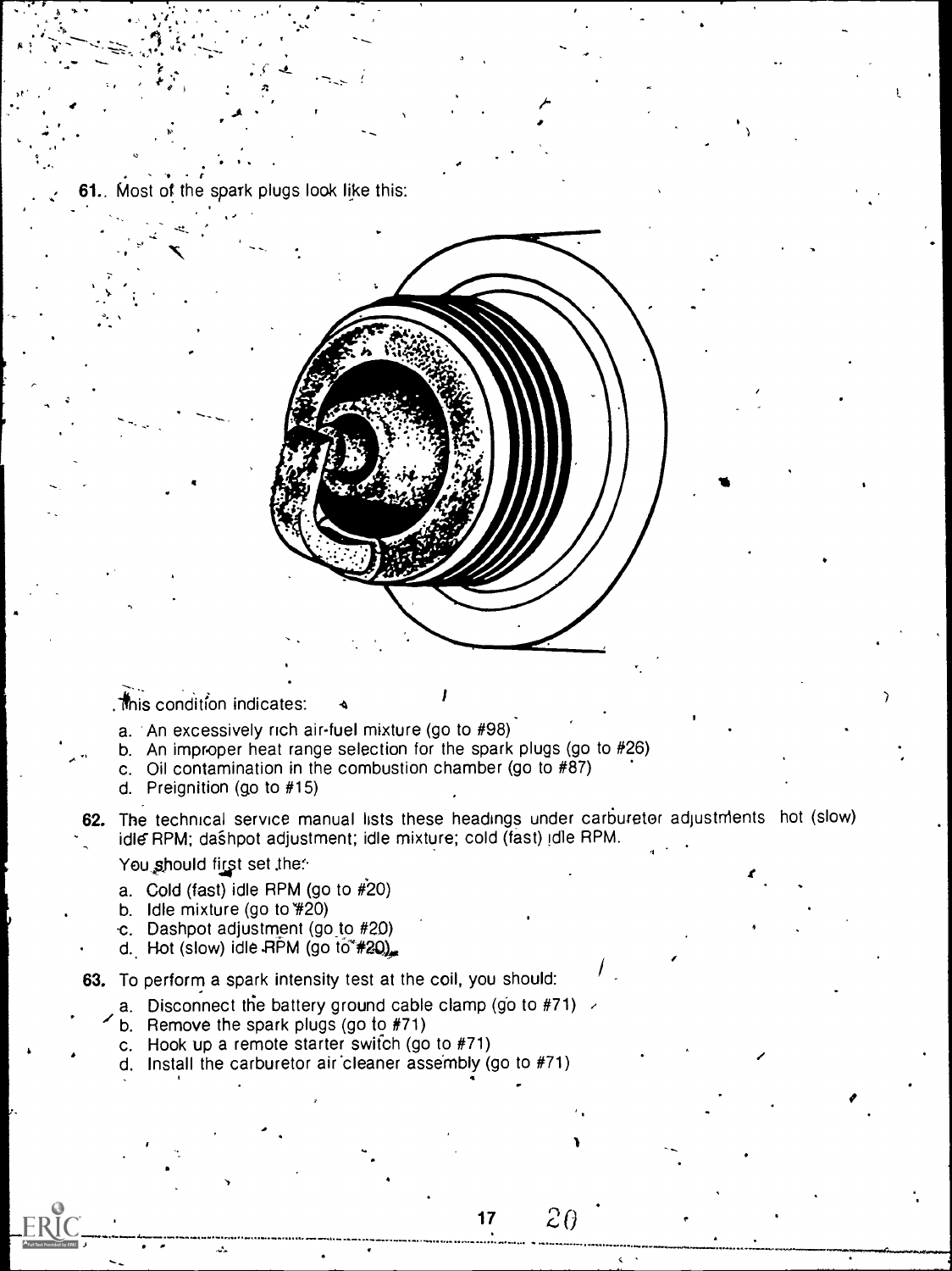61. Most of the spark plugs look like this:

This condition indicates:

a. An excessively rich air-fuel mixture (go to #98)
b. An improper heat range selection for the spark plugs (go to #26)
c. Oil contamination in the combustion chamber (go to #87)
d. Preignition (go to #15)

62. The technical service manual lists these headings under carburetor adjustments hot (slow) idle RPM; dashpot adjustment; idle mixture; cold (fast) idle RPM.

You should first set the:

a. Cold (fast) idle RPM (go to #20)
b. Idle mixture (go to #20)
c. Dashpot adjustment (go to #20)
d. Hot (slow) idle RPM (go to #20)

63. To perform a spark intensity test at the coil, you should:

a. Disconnect the battery ground cable clamp (go to #71)
b. Remove the spark plugs (go to #71)
c. Hook up a remote starter switch (go to #71)
d. Install the carburetor air cleaner assembly (go to #71)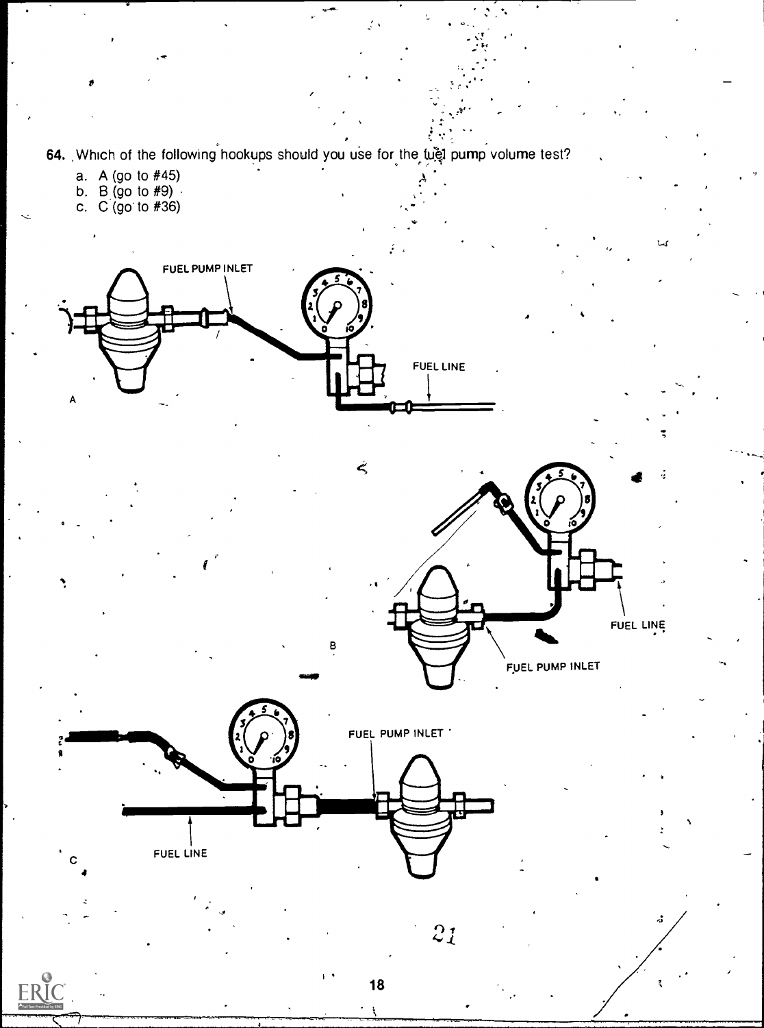64. Which of the following hookups should you use for the fuel pump volume test?

a. A (go to #45)
b. B (go to #9)
c. C (go to #36)

A

FUEL PUMP INLET

FUEL LINE

B

FUEL LINE

FUEL PUMP INLET

C

FUEL PUMP INLET

FUEL LINE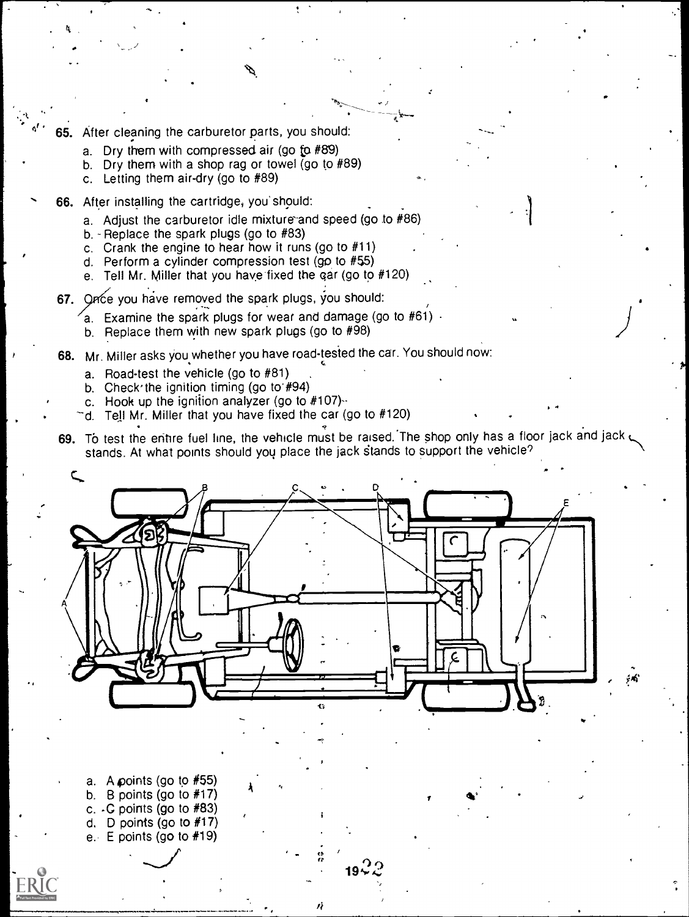65. After cleaning the carburetor parts, you should:
   a. Dry them with compressed air (go to #89)
   b. Dry them with a shop rag or towel (go to #89)
   c. Letting them air-dry (go to #89)

66. After installing the cartridge, you should:
   a. Adjust the carburetor idle mixture and speed (go to #86)
   b. Replace the spark plugs (go to #83)
   c. Crank the engine to hear how it runs (go to #11)
   d. Perform a cylinder compression test (go to #55)
   e. Tell Mr. Miller that you have fixed the car (go to #120)

67. Once you have removed the spark plugs, you should:
   a. Examine the spark plugs for wear and damage (go to #61)
   b. Replace them with new spark plugs (go to #98)

68. Mr. Miller asks you whether you have road-tested the car. You should now:
   a. Road-test the vehicle (go to #81)
   b. Check the ignition timing (go to #94)
   c. Hook up the ignition analyzer (go to #107)
   d. Tell Mr. Miller that you have fixed the car (go to #120)

69. To test the entire fuel line, the vehicle must be raised. The shop only has a floor jack and jack stands. At what points should you place the jack stands to support the vehicle?

   a. A points (go to #55)
   b. B points (go to #17)
   c. C points (go to #83)
   d. D points (go to #17)
   e. E points (go to #19)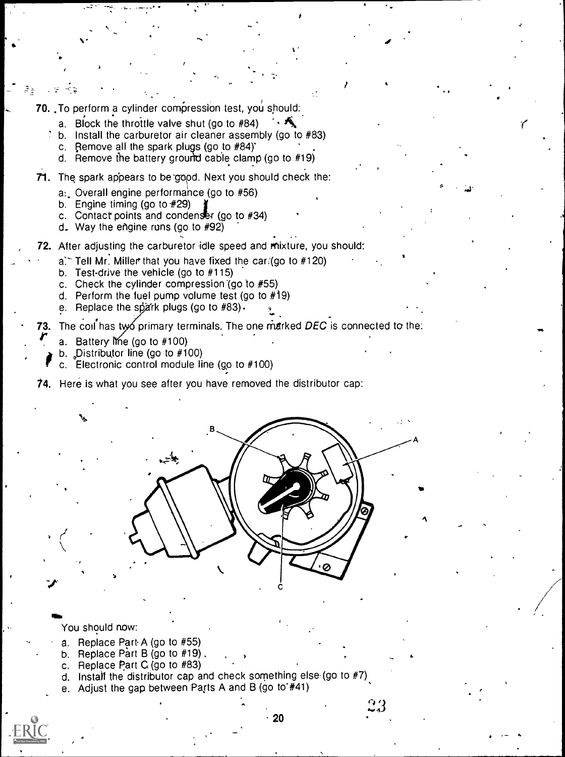70. To perform a cylinder compression test, you should:
   a. Block the throttle valve shut (go to #84)
   b. Install the carburetor air cleaner assembly (go to #83)
   c. Remove all the spark plugs (go to #84)
   d. Remove the battery ground cable clamp (go to #19)

71. The spark appears to be good. Next you should check the:
   a. Overall engine performance (go to #56)
   b. Engine timing (go to #29)
   c. Contact points and condenser (go to #34)
   d. Way the engine runs (go to #92)

72. After adjusting the carburetor idle speed and mixture, you should:
   a. Tell Mr. Miller that you have fixed the car (go to #120)
   b. Test-drive the vehicle (go to #115)
   c. Check the cylinder compression (go to #55)
   d. Perform the fuel pump volume test (go to #19)
   e. Replace the spark plugs (go to #83).

73. The coil has two primary terminals. The one marked *DEC* is connected to the:
   a. Battery line (go to #100)
   b. Distributor line (go to #100)
   c. Electronic control module line (go to #100)

74. Here is what you see after you have removed the distributor cap:

You should now:
   a. Replace Part A (go to #55)
   b. Replace Part B (go to #19)
   c. Replace Part C (go to #83)
   d. Install the distributor cap and check something else (go to #7)
   e. Adjust the gap between Parts A and B (go to #41)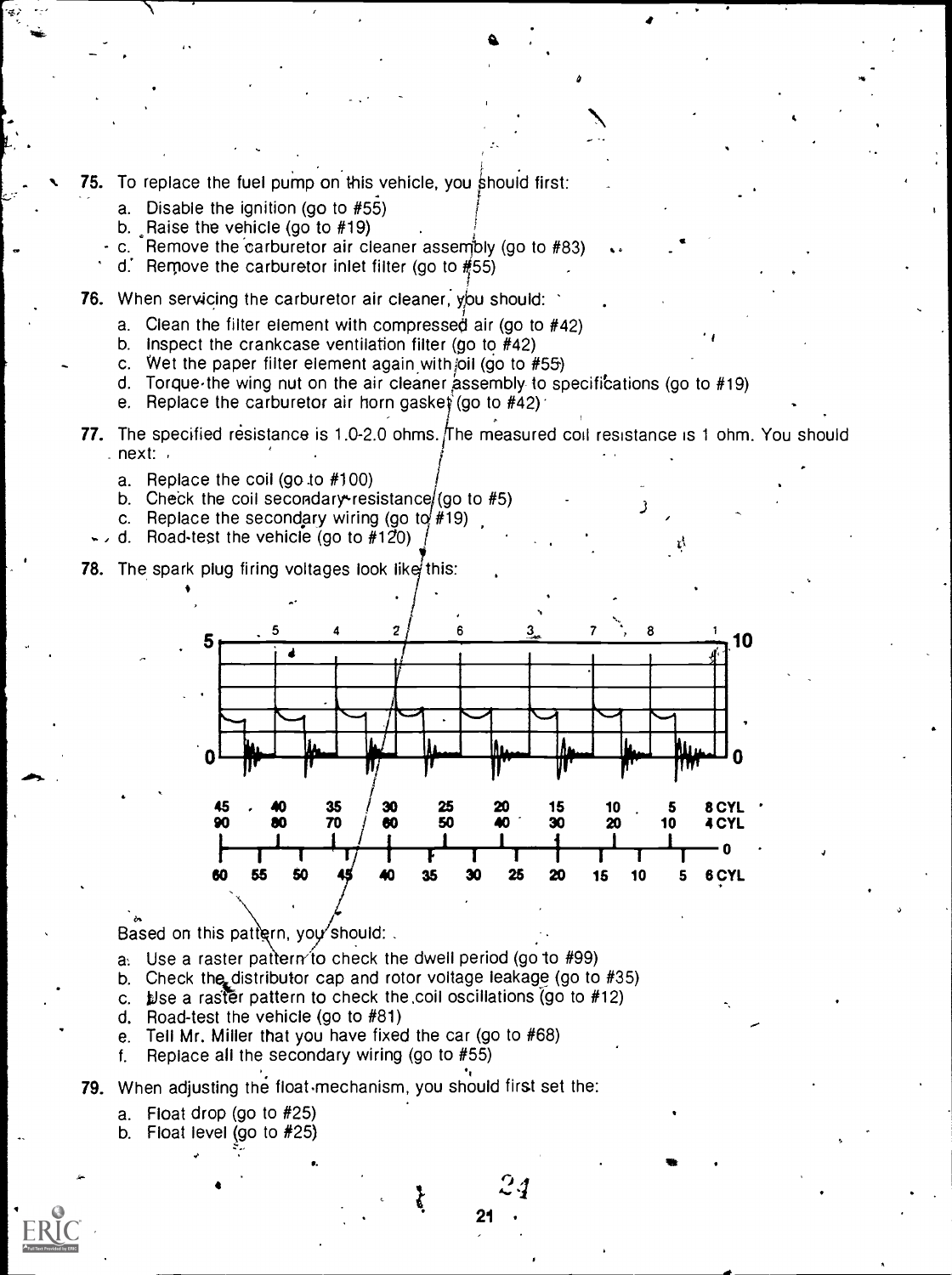75. To replace the fuel pump on this vehicle, you should first:

   a. Disable the ignition (go to #55)
   b. Raise the vehicle (go to #19)
   c. Remove the carburetor air cleaner assembly (go to #83)
   d. Remove the carburetor inlet filter (go to #55)

76. When servicing the carburetor air cleaner, you should:

   a. Clean the filter element with compressed air (go to #42)
   b. Inspect the crankcase ventilation filter (go to #42)
   c. Wet the paper filter element again with oil (go to #55)
   d. Torque the wing nut on the air cleaner assembly to specifications (go to #19)
   e. Replace the carburetor air horn gasket (go to #42)

77. The specified resistance is 1.0-2.0 ohms. The measured coil resistance is 1 ohm. You should next:

   a. Replace the coil (go to #100)
   b. Check the coil secondary resistance (go to #5)
   c. Replace the secondary wiring (go to #19)
   d. Road-test the vehicle (go to #120)

78. The spark plug firing voltages look like this:

5 | 4 | 2 | 6 | 3 | 7 | 8 | 1

| 45 | 40 | 35 | 30 | 25 | 20 | 15 | 10 | 5 | 8 CYL |
|---|---|---|---|---|---|---|---|---|---|
| 90 | 80 | 70 | 60 | 50 | 40 | 30 | 20 | 10 | 4 CYL |

60 55 50 45 40 35 30 25 20 15 10 5 6 CYL

Based on this pattern, you should:

   a. Use a raster pattern to check the dwell period (go to #99)
   b. Check the distributor cap and rotor voltage leakage (go to #35)
   c. Use a raster pattern to check the coil oscillations (go to #12)
   d. Road-test the vehicle (go to #81)
   e. Tell Mr. Miller that you have fixed the car (go to #68)
   f. Replace all the secondary wiring (go to #55)

79. When adjusting the float mechanism, you should first set the:

   a. Float drop (go to #25)
   b. Float level (go to #25)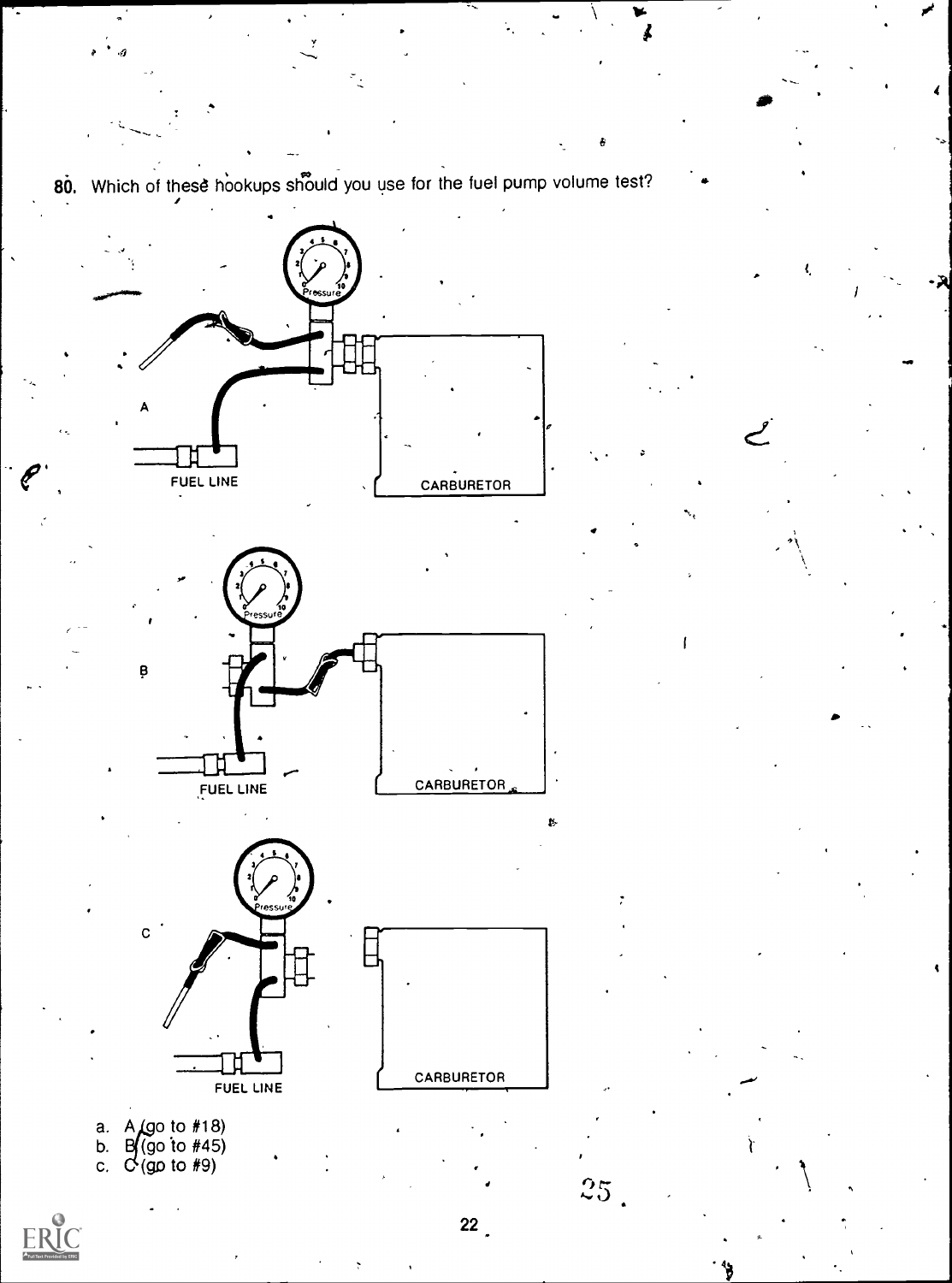80. Which of these hookups should you use for the fuel pump volume test?

A

FUEL LINE

CARBURETOR

B

FUEL LINE

CARBURETOR

C

FUEL LINE

CARBURETOR

a. A (go to #18)
b. B (go to #45)
c. C (go to #9)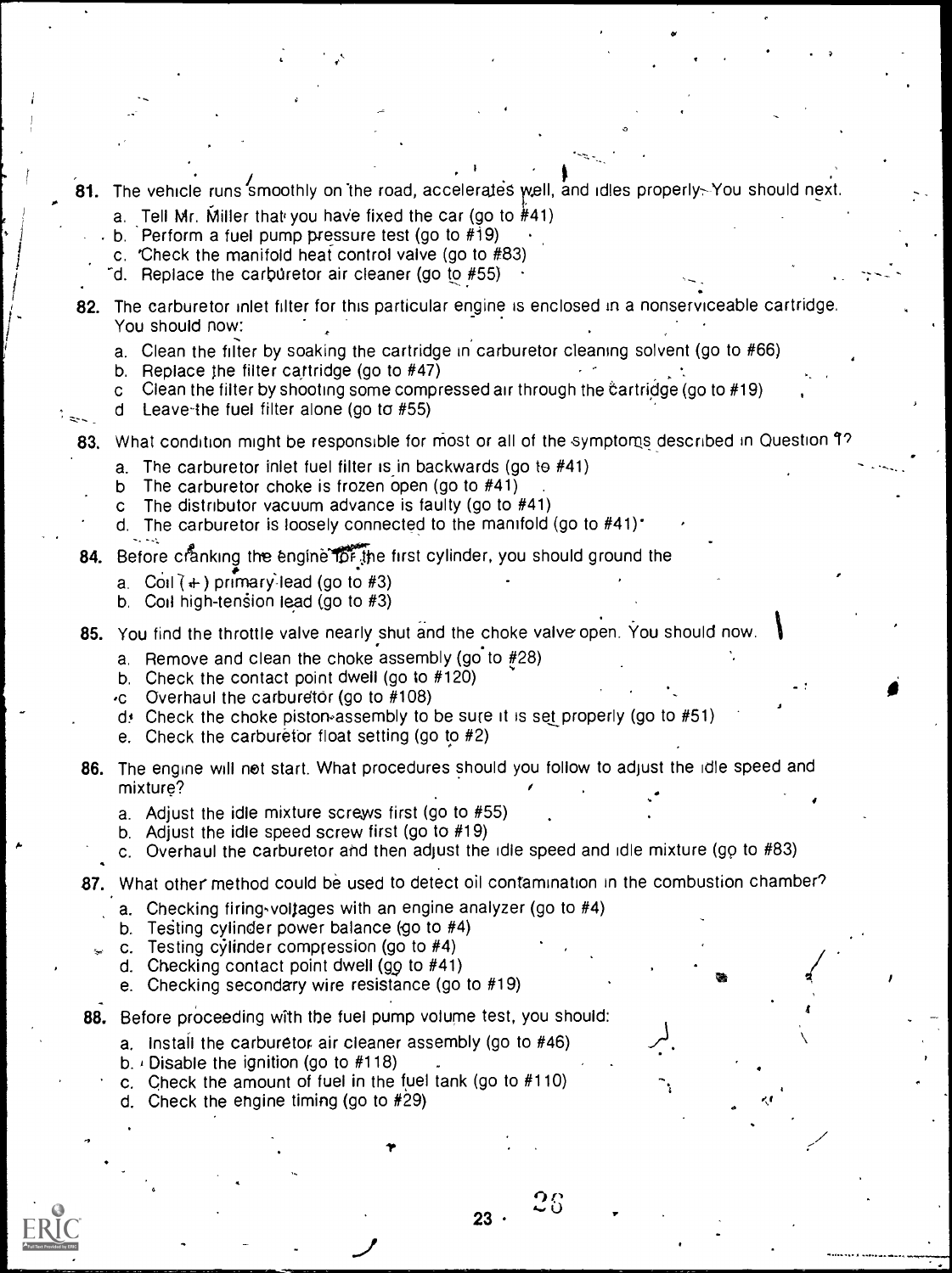81. The vehicle runs smoothly on the road, accelerates well, and idles properly. You should next.

   a. Tell Mr. Miller that you have fixed the car (go to #41)
   b. Perform a fuel pump pressure test (go to #19)
   c. Check the manifold heat control valve (go to #83)
   d. Replace the carburetor air cleaner (go to #55)

82. The carburetor inlet filter for this particular engine is enclosed in a nonserviceable cartridge. You should now:

   a. Clean the filter by soaking the cartridge in carburetor cleaning solvent (go to #66)
   b. Replace the filter cartridge (go to #47)
   c. Clean the filter by shooting some compressed air through the cartridge (go to #19)
   d. Leave the fuel filter alone (go to #55)

83. What condition might be responsible for most or all of the symptoms described in Question 1?

   a. The carburetor inlet fuel filter is in backwards (go to #41)
   b. The carburetor choke is frozen open (go to #41)
   c. The distributor vacuum advance is faulty (go to #41)
   d. The carburetor is loosely connected to the manifold (go to #41)

84. Before cranking the engine for the first cylinder, you should ground the

   a. Coil (+) primary lead (go to #3)
   b. Coil high-tension lead (go to #3)

85. You find the throttle valve nearly shut and the choke valve open. You should now.

   a. Remove and clean the choke assembly (go to #28)
   b. Check the contact point dwell (go to #120)
   c. Overhaul the carburetor (go to #108)
   d. Check the choke piston assembly to be sure it is set properly (go to #51)
   e. Check the carburetor float setting (go to #2)

86. The engine will not start. What procedures should you follow to adjust the idle speed and mixture?

   a. Adjust the idle mixture screws first (go to #55)
   b. Adjust the idle speed screw first (go to #19)
   c. Overhaul the carburetor and then adjust the idle speed and idle mixture (go to #83)

87. What other method could be used to detect oil contamination in the combustion chamber?

   a. Checking firing voltages with an engine analyzer (go to #4)
   b. Testing cylinder power balance (go to #4)
   c. Testing cylinder compression (go to #4)
   d. Checking contact point dwell (go to #41)
   e. Checking secondary wire resistance (go to #19)

88. Before proceeding with the fuel pump volume test, you should:

   a. Install the carburetor air cleaner assembly (go to #46)
   b. Disable the ignition (go to #118)
   c. Check the amount of fuel in the fuel tank (go to #110)
   d. Check the engine timing (go to #29)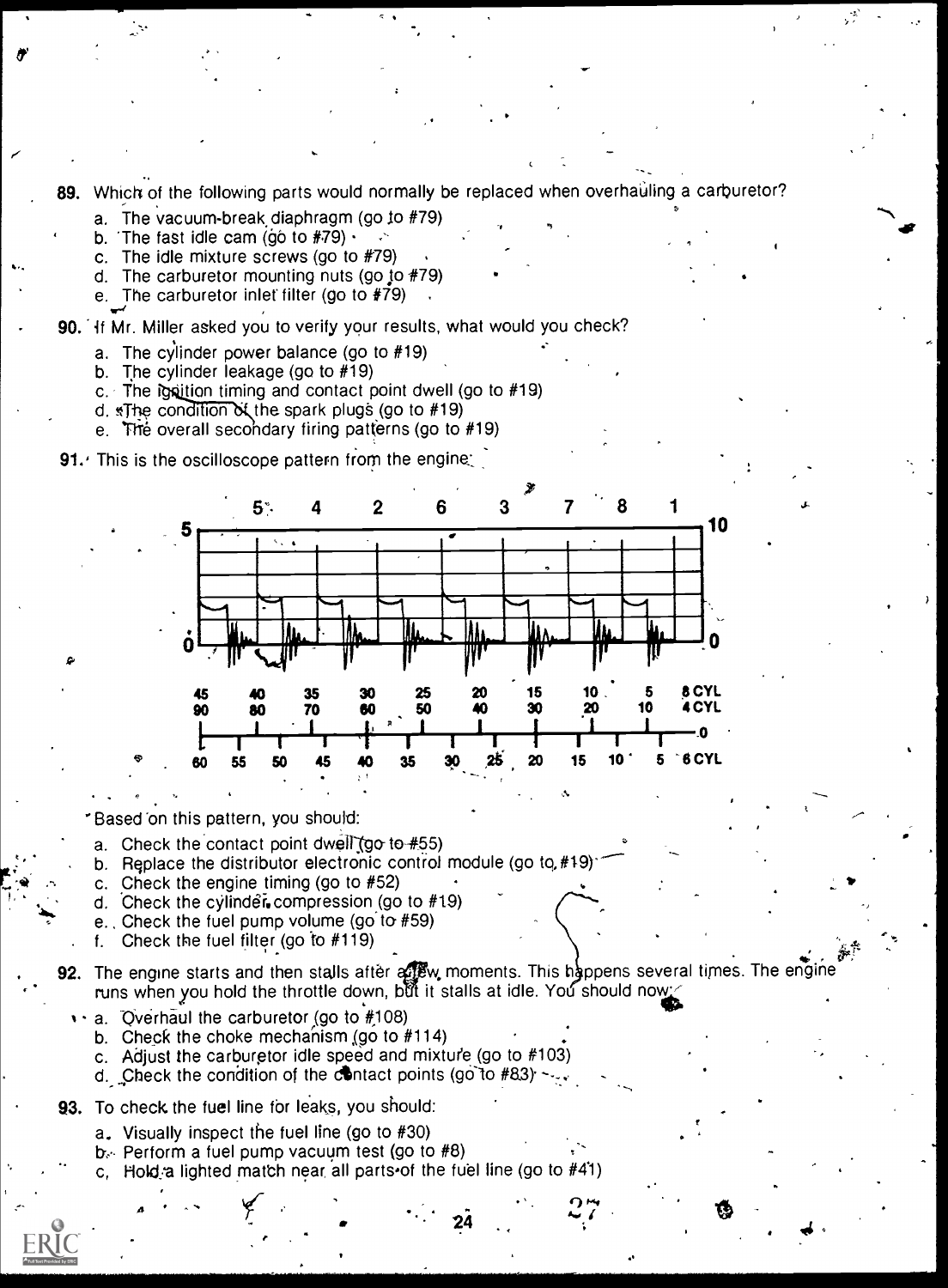89. Which of the following parts would normally be replaced when overhauling a carburetor?

   a. The vacuum-break diaphragm (go to #79)
   b. The fast idle cam (go to #79)
   c. The idle mixture screws (go to #79)
   d. The carburetor mounting nuts (go to #79)
   e. The carburetor inlet filter (go to #79)

90. If Mr. Miller asked you to verify your results, what would you check?

   a. The cylinder power balance (go to #19)
   b. The cylinder leakage (go to #19)
   c. The ignition timing and contact point dwell (go to #19)
   d. The condition of the spark plugs (go to #19)
   e. The overall secondary firing patterns (go to #19)

91. This is the oscilloscope pattern from the engine:

Based on this pattern, you should:

   a. Check the contact point dwell (go to #55)
   b. Replace the distributor electronic control module (go to #19)
   c. Check the engine timing (go to #52)
   d. Check the cylinder compression (go to #19)
   e. Check the fuel pump volume (go to #59)
   f. Check the fuel filter (go to #119)

92. The engine starts and then stalls after a few moments. This happens several times. The engine runs when you hold the throttle down, but it stalls at idle. You should now:

   a. Overhaul the carburetor (go to #108)
   b. Check the choke mechanism (go to #114)
   c. Adjust the carburetor idle speed and mixture (go to #103)
   d. Check the condition of the contact points (go to #83)

93. To check the fuel line for leaks, you should:

   a. Visually inspect the fuel line (go to #30)
   b. Perform a fuel pump vacuum test (go to #8)
   c. Hold a lighted match near all parts of the fuel line (go to #41)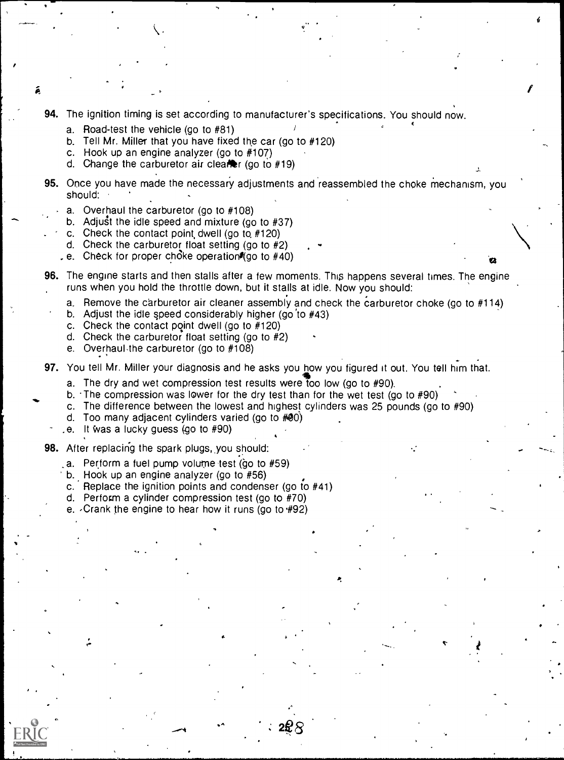**94.** The ignition timing is set according to manufacturer's specifications. You should now.

a. Road-test the vehicle (go to #81)
b. Tell Mr. Miller that you have fixed the car (go to #120)
c. Hook up an engine analyzer (go to #107)
d. Change the carburetor air cleaner (go to #19)

**95.** Once you have made the necessary adjustments and reassembled the choke mechanism, you should:

a. Overhaul the carburetor (go to #108)
b. Adjust the idle speed and mixture (go to #37)
c. Check the contact point dwell (go to #120)
d. Check the carburetor float setting (go to #2)
e. Check for proper choke operation (go to #40)

**96.** The engine starts and then stalls after a few moments. This happens several times. The engine runs when you hold the throttle down, but it stalls at idle. Now you should:

a. Remove the carburetor air cleaner assembly and check the carburetor choke (go to #114)
b. Adjust the idle speed considerably higher (go to #43)
c. Check the contact point dwell (go to #120)
d. Check the carburetor float setting (go to #2)
e. Overhaul the carburetor (go to #108)

**97.** You tell Mr. Miller your diagnosis and he asks you how you figured it out. You tell him that.

a. The dry and wet compression test results were too low (go to #90).
b. The compression was lower for the dry test than for the wet test (go to #90)
c. The difference between the lowest and highest cylinders was 25 pounds (go to #90)
d. Too many adjacent cylinders varied (go to #90)
e. It was a lucky guess (go to #90)

**98.** After replacing the spark plugs, you should:

a. Perform a fuel pump volume test (go to #59)
b. Hook up an engine analyzer (go to #56)
c. Replace the ignition points and condenser (go to #41)
d. Perform a cylinder compression test (go to #70)
e. Crank the engine to hear how it runs (go to #92)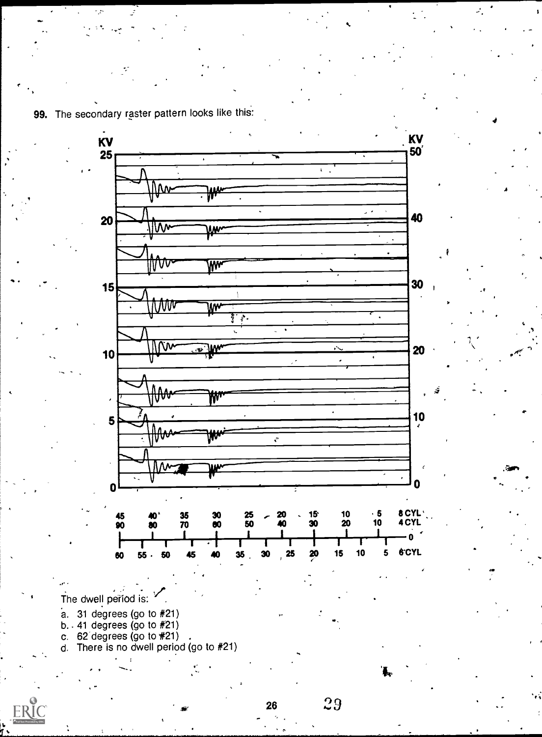99. The secondary raster pattern looks like this:

The dwell period is:

a. 31 degrees (go to #21)
b. 41 degrees (go to #21)
c. 62 degrees (go to #21)
d. There is no dwell period (go to #21)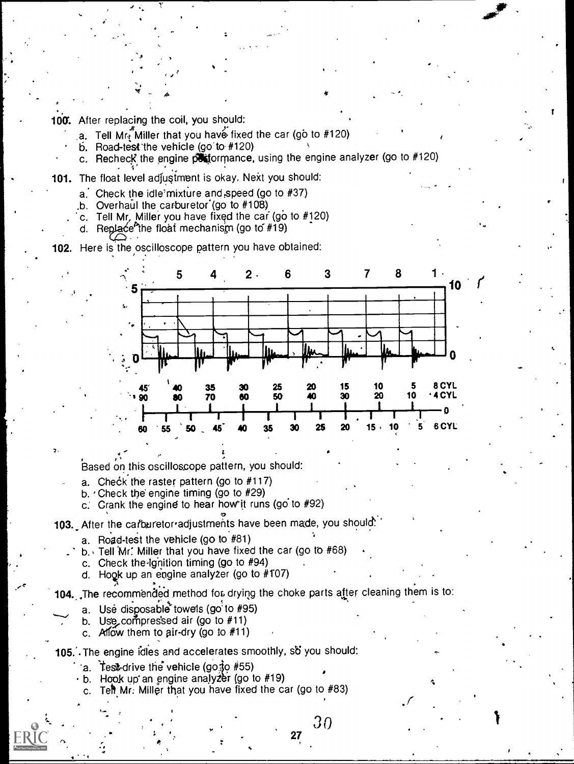100. After replacing the coil, you should:

a. Tell Mr. Miller that you have fixed the car (go to #120)
b. Road-test the vehicle (go to #120)
c. Recheck the engine performance, using the engine analyzer (go to #120)

101. The float level adjustment is okay. Next you should:

a. Check the idle mixture and speed (go to #37)
b. Overhaul the carburetor (go to #108)
c. Tell Mr. Miller you have fixed the car (go to #120)
d. Replace the float mechanism (go to #19)

102. Here is the oscilloscope pattern you have obtained:

Based on this oscilloscope pattern, you should:

a. Check the raster pattern (go to #117)
b. Check the engine timing (go to #29)
c. Crank the engine to hear how it runs (go to #92)

103. After the carburetor adjustments have been made, you should:

a. Road-test the vehicle (go to #81)
b. Tell Mr. Miller that you have fixed the car (go to #68)
c. Check the ignition timing (go to #94)
d. Hook up an engine analyzer (go to #107)

104. The recommended method for drying the choke parts after cleaning them is to:

a. Use disposable towels (go to #95)
b. Use compressed air (go to #11)
c. Allow them to air-dry (go to #11)

105. The engine idles and accelerates smoothly, so you should:

a. Test-drive the vehicle (go to #55)
b. Hook up an engine analyzer (go to #19)
c. Tell Mr. Miller that you have fixed the car (go to #83)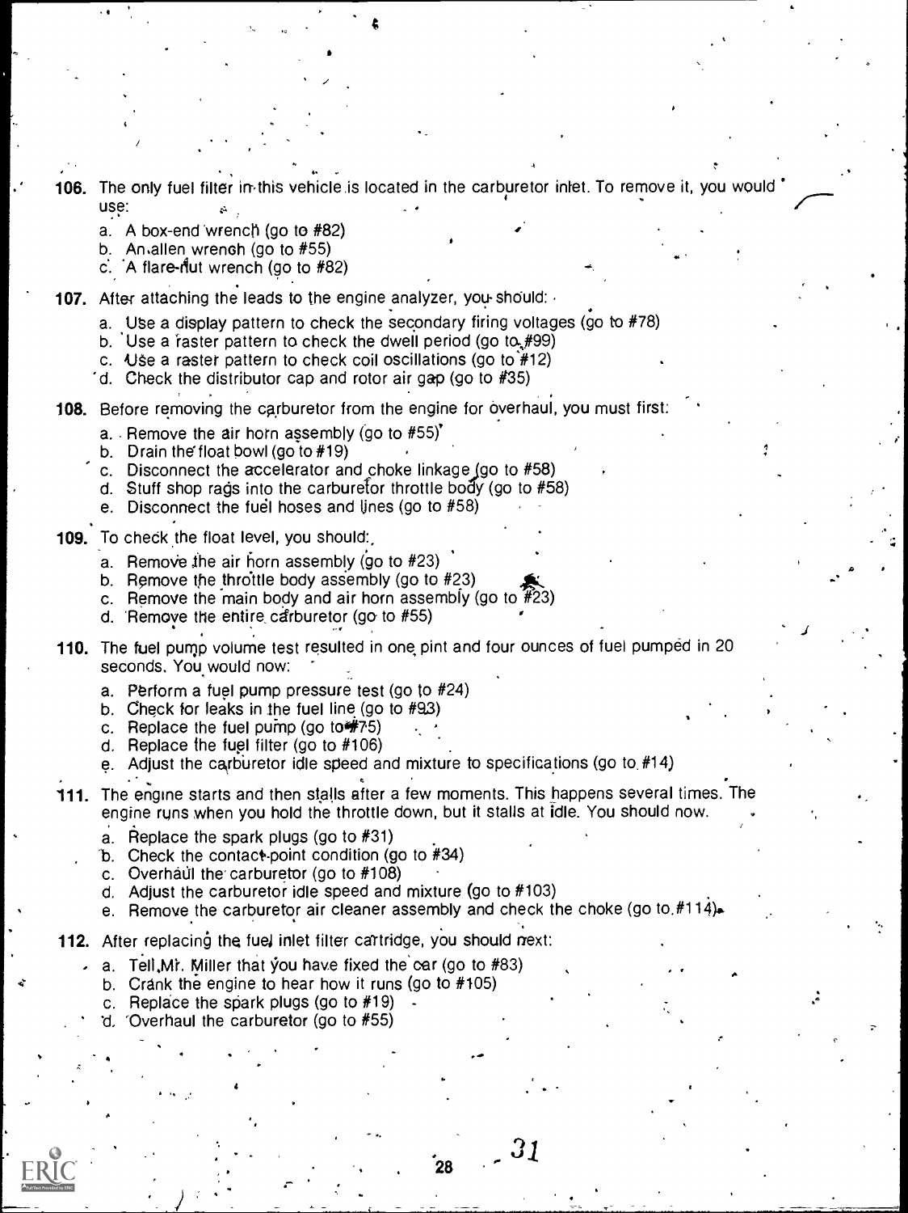106. The only fuel filter in this vehicle is located in the carburetor inlet. To remove it, you would use:

   a. A box-end wrench (go to #82)
   b. An allen wrench (go to #55)
   c. A flare-nut wrench (go to #82)

107. After attaching the leads to the engine analyzer, you should:

   a. Use a display pattern to check the secondary firing voltages (go to #78)
   b. Use a raster pattern to check the dwell period (go to #99)
   c. Use a raster pattern to check coil oscillations (go to #12)
   d. Check the distributor cap and rotor air gap (go to #35)

108. Before removing the carburetor from the engine for overhaul, you must first:

   a. Remove the air horn assembly (go to #55)
   b. Drain the float bowl (go to #19)
   c. Disconnect the accelerator and choke linkage (go to #58)
   d. Stuff shop rags into the carburetor throttle body (go to #58)
   e. Disconnect the fuel hoses and lines (go to #58)

109. To check the float level, you should:

   a. Remove the air horn assembly (go to #23)
   b. Remove the throttle body assembly (go to #23)
   c. Remove the main body and air horn assembly (go to #23)
   d. Remove the entire carburetor (go to #55)

110. The fuel pump volume test resulted in one pint and four ounces of fuel pumped in 20 seconds. You would now:

   a. Perform a fuel pump pressure test (go to #24)
   b. Check for leaks in the fuel line (go to #93)
   c. Replace the fuel pump (go to #75)
   d. Replace the fuel filter (go to #106)
   e. Adjust the carburetor idle speed and mixture to specifications (go to #14)

111. The engine starts and then stalls after a few moments. This happens several times. The engine runs when you hold the throttle down, but it stalls at idle. You should now.

   a. Replace the spark plugs (go to #31)
   b. Check the contact-point condition (go to #34)
   c. Overhaul the carburetor (go to #108)
   d. Adjust the carburetor idle speed and mixture (go to #103)
   e. Remove the carburetor air cleaner assembly and check the choke (go to #114)

112. After replacing the fuel inlet filter cartridge, you should next:

   a. Tell Mr. Miller that you have fixed the car (go to #83)
   b. Crank the engine to hear how it runs (go to #105)
   c. Replace the spark plugs (go to #19)
   d. Overhaul the carburetor (go to #55)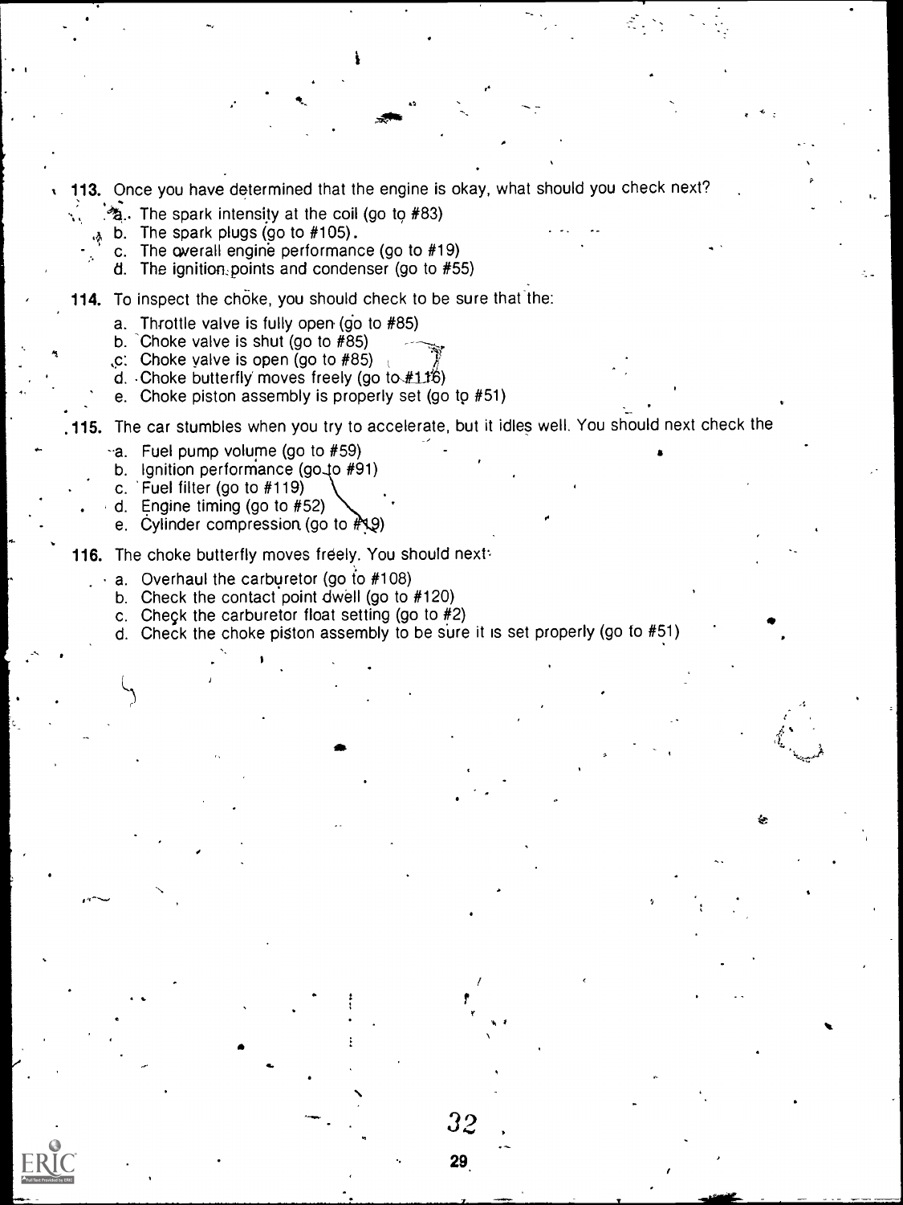113. Once you have determined that the engine is okay, what should you check next?

   a. The spark intensity at the coil (go to #83)
   b. The spark plugs (go to #105)
   c. The overall engine performance (go to #19)
   d. The ignition points and condenser (go to #55)

114. To inspect the choke, you should check to be sure that the:

   a. Throttle valve is fully open (go to #85)
   b. Choke valve is shut (go to #85)
   c. Choke valve is open (go to #85)
   d. Choke butterfly moves freely (go to #116)
   e. Choke piston assembly is properly set (go to #51)

115. The car stumbles when you try to accelerate, but it idles well. You should next check the

   a. Fuel pump volume (go to #59)
   b. Ignition performance (go to #91)
   c. Fuel filter (go to #119)
   d. Engine timing (go to #52)
   e. Cylinder compression (go to #19)

116. The choke butterfly moves freely. You should next:

   a. Overhaul the carburetor (go to #108)
   b. Check the contact point dwell (go to #120)
   c. Check the carburetor float setting (go to #2)
   d. Check the choke piston assembly to be sure it is set properly (go to #51)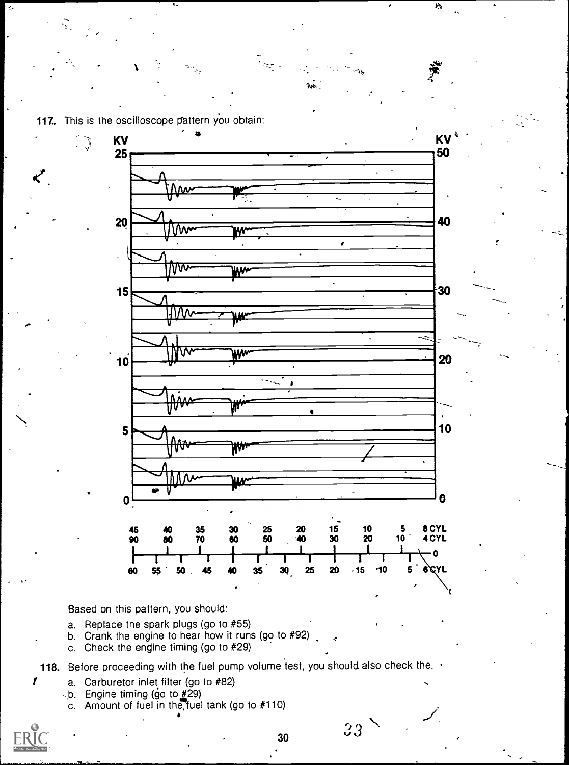117. This is the oscilloscope pattern you obtain:

Based on this pattern, you should:

a. Replace the spark plugs (go to #55)
b. Crank the engine to hear how it runs (go to #92)
c. Check the engine timing (go to #29)

118. Before proceeding with the fuel pump volume test, you should also check the.

a. Carburetor inlet filter (go to #82)
b. Engine timing (go to #29)
c. Amount of fuel in the fuel tank (go to #110)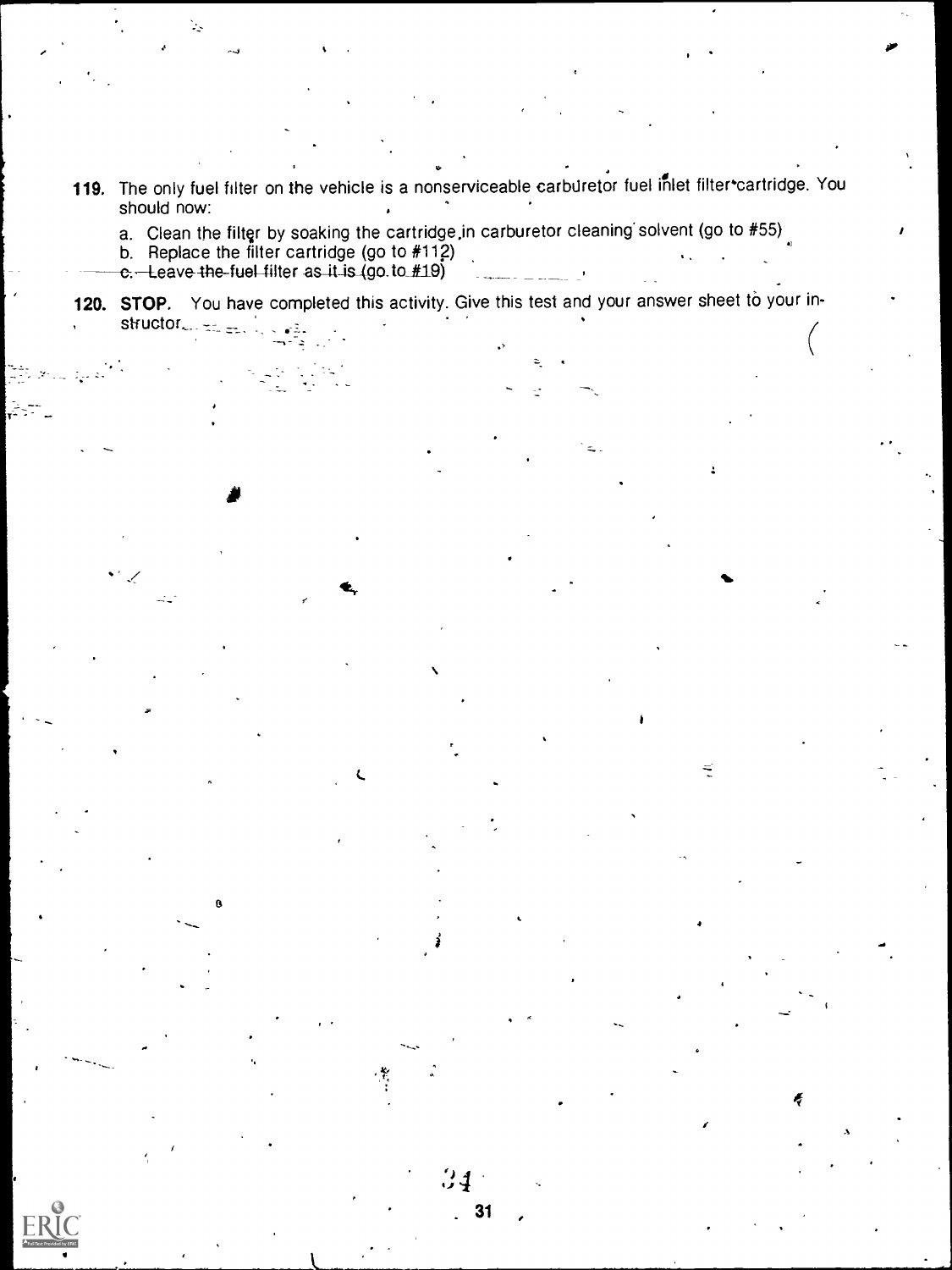**119.** The only fuel filter on the vehicle is a nonserviceable carburetor fuel inlet filter cartridge. You should now:

a. Clean the filter by soaking the cartridge in carburetor cleaning solvent (go to #55)
b. Replace the filter cartridge (go to #112)
c. ~~Leave the fuel filter as it is (go to #19)~~

**120. STOP.** You have completed this activity. Give this test and your answer sheet to your instructor.